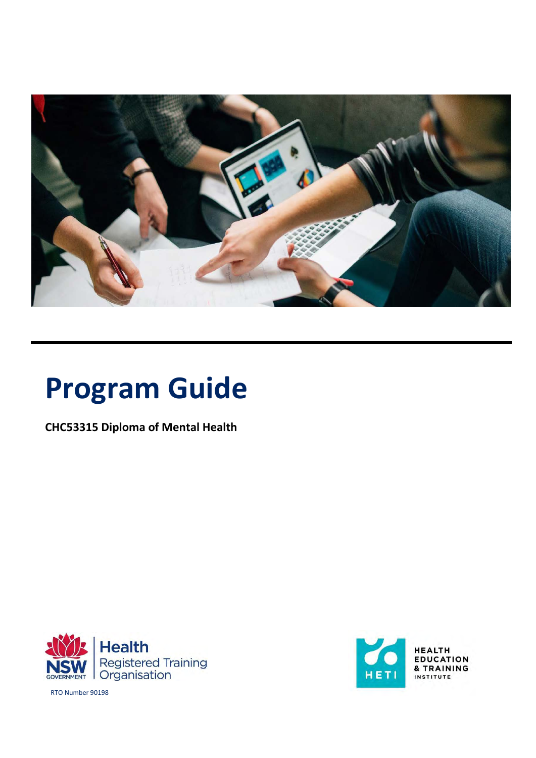# Program Guide

**CHC53315 Diploma of Mental Health**

NSW GOVERNMENT | Health Registered Training Organisation

RTO Number 90198

HETI HEALTH EDUCATION & TRAINING INSTITUTE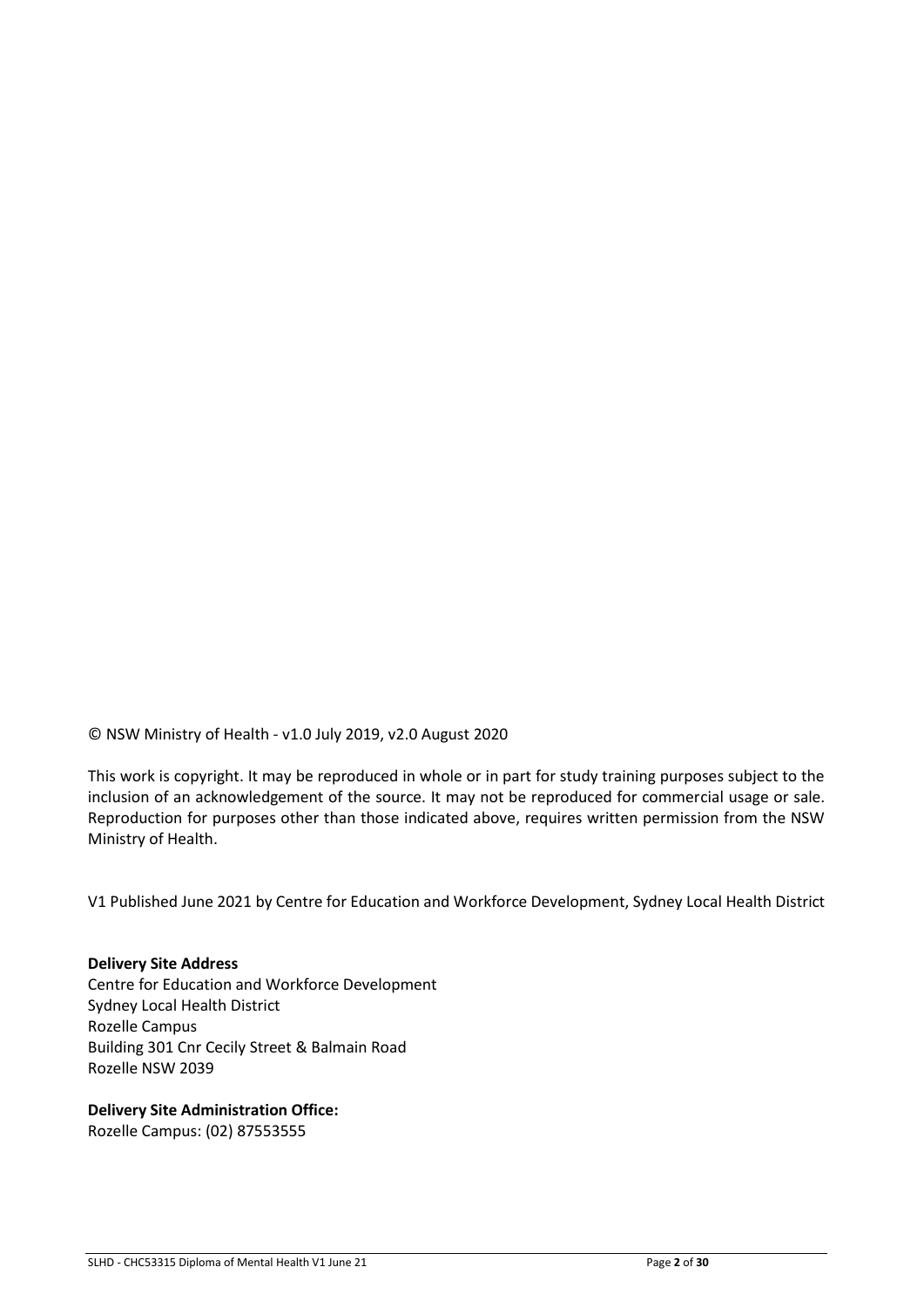© NSW Ministry of Health - v1.0 July 2019, v2.0 August 2020

This work is copyright. It may be reproduced in whole or in part for study training purposes subject to the inclusion of an acknowledgement of the source. It may not be reproduced for commercial usage or sale. Reproduction for purposes other than those indicated above, requires written permission from the NSW Ministry of Health.

V1 Published June 2021 by Centre for Education and Workforce Development, Sydney Local Health District

**Delivery Site Address**
Centre for Education and Workforce Development
Sydney Local Health District
Rozelle Campus
Building 301 Cnr Cecily Street & Balmain Road
Rozelle NSW 2039

**Delivery Site Administration Office:**
Rozelle Campus: (02) 87553555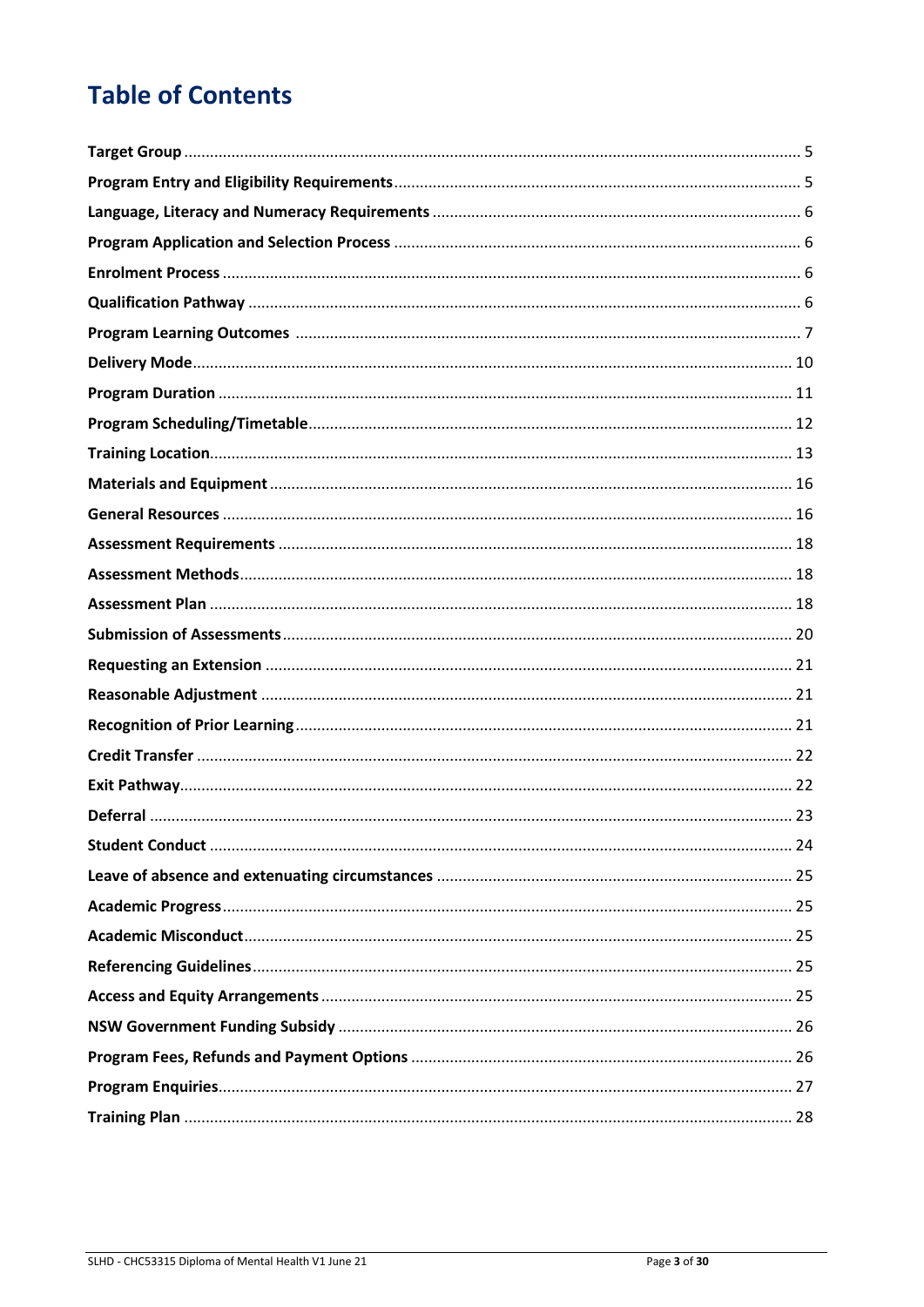# Table of Contents

| | |
|---|---|
| **Target Group** | 5 |
| **Program Entry and Eligibility Requirements** | 5 |
| **Language, Literacy and Numeracy Requirements** | 6 |
| **Program Application and Selection Process** | 6 |
| **Enrolment Process** | 6 |
| **Qualification Pathway** | 6 |
| **Program Learning Outcomes** | 7 |
| **Delivery Mode** | 10 |
| **Program Duration** | 11 |
| **Program Scheduling/Timetable** | 12 |
| **Training Location** | 13 |
| **Materials and Equipment** | 16 |
| **General Resources** | 16 |
| **Assessment Requirements** | 18 |
| **Assessment Methods** | 18 |
| **Assessment Plan** | 18 |
| **Submission of Assessments** | 20 |
| **Requesting an Extension** | 21 |
| **Reasonable Adjustment** | 21 |
| **Recognition of Prior Learning** | 21 |
| **Credit Transfer** | 22 |
| **Exit Pathway** | 22 |
| **Deferral** | 23 |
| **Student Conduct** | 24 |
| **Leave of absence and extenuating circumstances** | 25 |
| **Academic Progress** | 25 |
| **Academic Misconduct** | 25 |
| **Referencing Guidelines** | 25 |
| **Access and Equity Arrangements** | 25 |
| **NSW Government Funding Subsidy** | 26 |
| **Program Fees, Refunds and Payment Options** | 26 |
| **Program Enquiries** | 27 |
| **Training Plan** | 28 |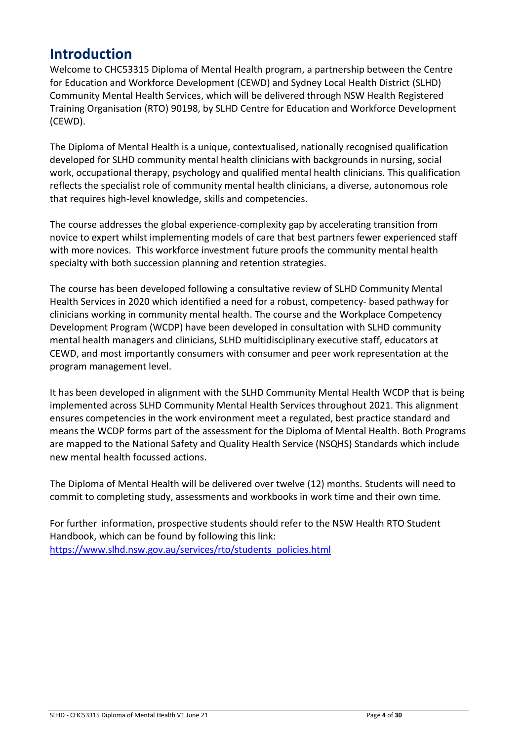# Introduction

Welcome to CHC53315 Diploma of Mental Health program, a partnership between the Centre for Education and Workforce Development (CEWD) and Sydney Local Health District (SLHD) Community Mental Health Services, which will be delivered through NSW Health Registered Training Organisation (RTO) 90198, by SLHD Centre for Education and Workforce Development (CEWD).

The Diploma of Mental Health is a unique, contextualised, nationally recognised qualification developed for SLHD community mental health clinicians with backgrounds in nursing, social work, occupational therapy, psychology and qualified mental health clinicians. This qualification reflects the specialist role of community mental health clinicians, a diverse, autonomous role that requires high-level knowledge, skills and competencies.

The course addresses the global experience-complexity gap by accelerating transition from novice to expert whilst implementing models of care that best partners fewer experienced staff with more novices. This workforce investment future proofs the community mental health specialty with both succession planning and retention strategies.

The course has been developed following a consultative review of SLHD Community Mental Health Services in 2020 which identified a need for a robust, competency- based pathway for clinicians working in community mental health. The course and the Workplace Competency Development Program (WCDP) have been developed in consultation with SLHD community mental health managers and clinicians, SLHD multidisciplinary executive staff, educators at CEWD, and most importantly consumers with consumer and peer work representation at the program management level.

It has been developed in alignment with the SLHD Community Mental Health WCDP that is being implemented across SLHD Community Mental Health Services throughout 2021. This alignment ensures competencies in the work environment meet a regulated, best practice standard and means the WCDP forms part of the assessment for the Diploma of Mental Health. Both Programs are mapped to the National Safety and Quality Health Service (NSQHS) Standards which include new mental health focussed actions.

The Diploma of Mental Health will be delivered over twelve (12) months. Students will need to commit to completing study, assessments and workbooks in work time and their own time.

For further information, prospective students should refer to the NSW Health RTO Student Handbook, which can be found by following this link: [https://www.slhd.nsw.gov.au/services/rto/students_policies.html](https://www.slhd.nsw.gov.au/services/rto/students_policies.html)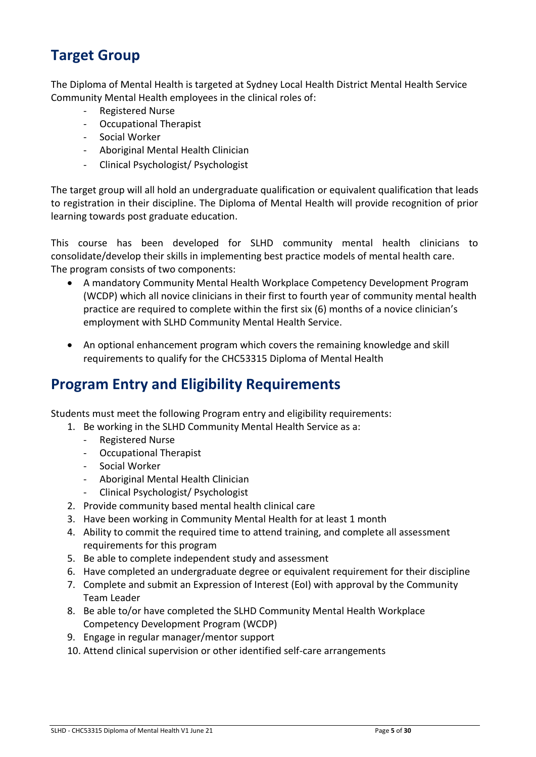## Target Group

The Diploma of Mental Health is targeted at Sydney Local Health District Mental Health Service Community Mental Health employees in the clinical roles of:

- Registered Nurse
- Occupational Therapist
- Social Worker
- Aboriginal Mental Health Clinician
- Clinical Psychologist/ Psychologist

The target group will all hold an undergraduate qualification or equivalent qualification that leads to registration in their discipline. The Diploma of Mental Health will provide recognition of prior learning towards post graduate education.

This course has been developed for SLHD community mental health clinicians to consolidate/develop their skills in implementing best practice models of mental health care. The program consists of two components:

- A mandatory Community Mental Health Workplace Competency Development Program (WCDP) which all novice clinicians in their first to fourth year of community mental health practice are required to complete within the first six (6) months of a novice clinician's employment with SLHD Community Mental Health Service.
- An optional enhancement program which covers the remaining knowledge and skill requirements to qualify for the CHC53315 Diploma of Mental Health

## Program Entry and Eligibility Requirements

Students must meet the following Program entry and eligibility requirements:

1. Be working in the SLHD Community Mental Health Service as a:
   - Registered Nurse
   - Occupational Therapist
   - Social Worker
   - Aboriginal Mental Health Clinician
   - Clinical Psychologist/ Psychologist
2. Provide community based mental health clinical care
3. Have been working in Community Mental Health for at least 1 month
4. Ability to commit the required time to attend training, and complete all assessment requirements for this program
5. Be able to complete independent study and assessment
6. Have completed an undergraduate degree or equivalent requirement for their discipline
7. Complete and submit an Expression of Interest (EoI) with approval by the Community Team Leader
8. Be able to/or have completed the SLHD Community Mental Health Workplace Competency Development Program (WCDP)
9. Engage in regular manager/mentor support
10. Attend clinical supervision or other identified self-care arrangements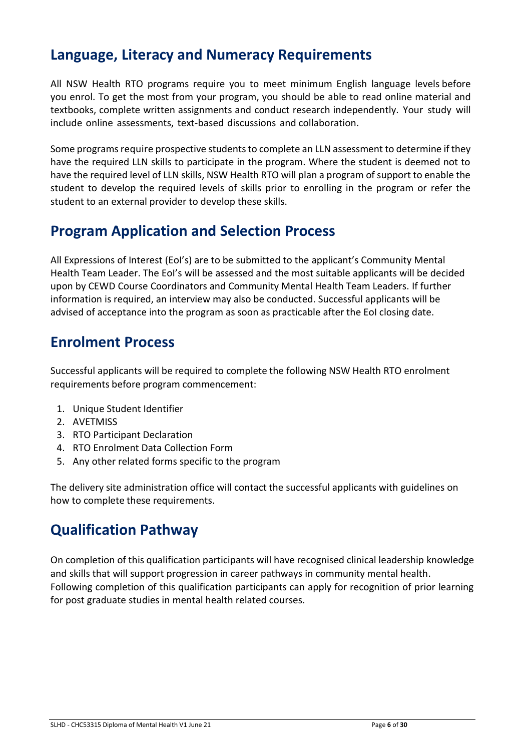## Language, Literacy and Numeracy Requirements

All NSW Health RTO programs require you to meet minimum English language levels before you enrol. To get the most from your program, you should be able to read online material and textbooks, complete written assignments and conduct research independently. Your study will include online assessments, text-based discussions and collaboration.

Some programs require prospective students to complete an LLN assessment to determine if they have the required LLN skills to participate in the program. Where the student is deemed not to have the required level of LLN skills, NSW Health RTO will plan a program of support to enable the student to develop the required levels of skills prior to enrolling in the program or refer the student to an external provider to develop these skills.

## Program Application and Selection Process

All Expressions of Interest (EoI's) are to be submitted to the applicant's Community Mental Health Team Leader. The EoI's will be assessed and the most suitable applicants will be decided upon by CEWD Course Coordinators and Community Mental Health Team Leaders. If further information is required, an interview may also be conducted. Successful applicants will be advised of acceptance into the program as soon as practicable after the EoI closing date.

## Enrolment Process

Successful applicants will be required to complete the following NSW Health RTO enrolment requirements before program commencement:

1. Unique Student Identifier
2. AVETMISS
3. RTO Participant Declaration
4. RTO Enrolment Data Collection Form
5. Any other related forms specific to the program

The delivery site administration office will contact the successful applicants with guidelines on how to complete these requirements.

## Qualification Pathway

On completion of this qualification participants will have recognised clinical leadership knowledge and skills that will support progression in career pathways in community mental health. Following completion of this qualification participants can apply for recognition of prior learning for post graduate studies in mental health related courses.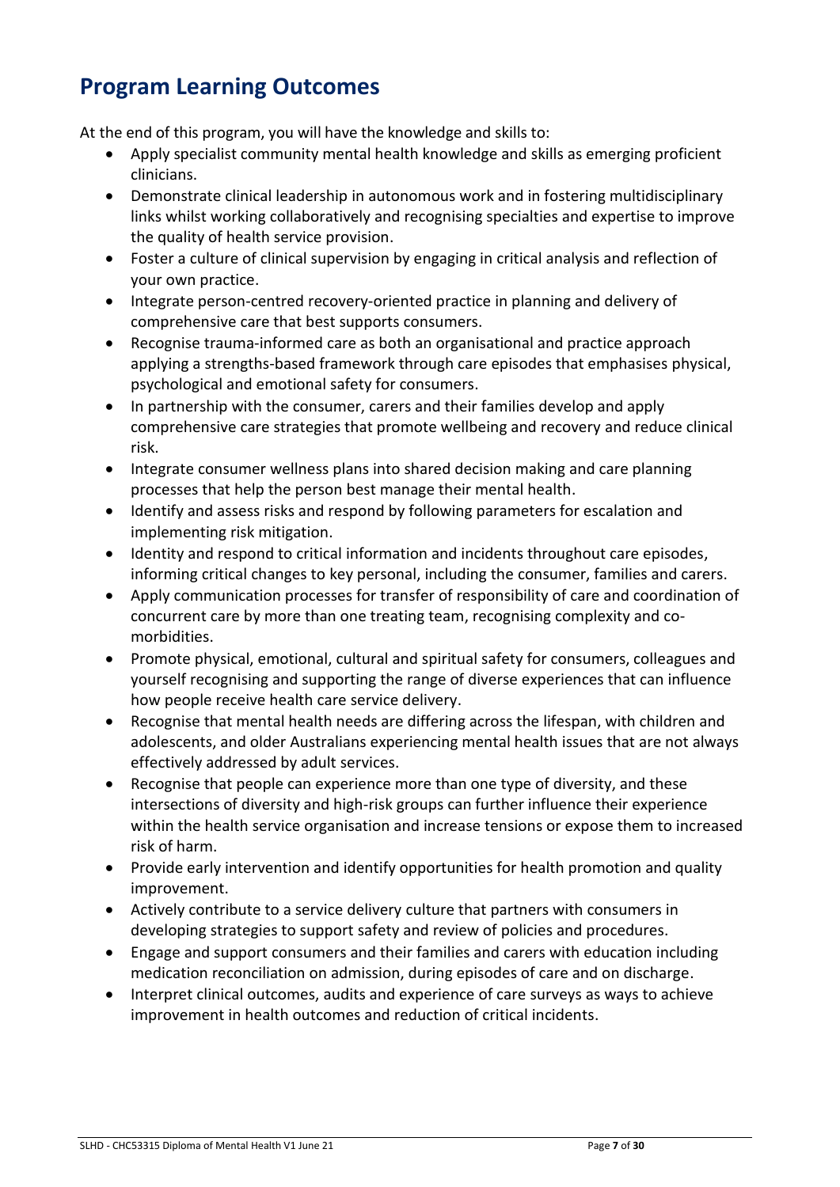## Program Learning Outcomes

At the end of this program, you will have the knowledge and skills to:

- Apply specialist community mental health knowledge and skills as emerging proficient clinicians.
- Demonstrate clinical leadership in autonomous work and in fostering multidisciplinary links whilst working collaboratively and recognising specialties and expertise to improve the quality of health service provision.
- Foster a culture of clinical supervision by engaging in critical analysis and reflection of your own practice.
- Integrate person-centred recovery-oriented practice in planning and delivery of comprehensive care that best supports consumers.
- Recognise trauma-informed care as both an organisational and practice approach applying a strengths-based framework through care episodes that emphasises physical, psychological and emotional safety for consumers.
- In partnership with the consumer, carers and their families develop and apply comprehensive care strategies that promote wellbeing and recovery and reduce clinical risk.
- Integrate consumer wellness plans into shared decision making and care planning processes that help the person best manage their mental health.
- Identify and assess risks and respond by following parameters for escalation and implementing risk mitigation.
- Identity and respond to critical information and incidents throughout care episodes, informing critical changes to key personal, including the consumer, families and carers.
- Apply communication processes for transfer of responsibility of care and coordination of concurrent care by more than one treating team, recognising complexity and co-morbidities.
- Promote physical, emotional, cultural and spiritual safety for consumers, colleagues and yourself recognising and supporting the range of diverse experiences that can influence how people receive health care service delivery.
- Recognise that mental health needs are differing across the lifespan, with children and adolescents, and older Australians experiencing mental health issues that are not always effectively addressed by adult services.
- Recognise that people can experience more than one type of diversity, and these intersections of diversity and high-risk groups can further influence their experience within the health service organisation and increase tensions or expose them to increased risk of harm.
- Provide early intervention and identify opportunities for health promotion and quality improvement.
- Actively contribute to a service delivery culture that partners with consumers in developing strategies to support safety and review of policies and procedures.
- Engage and support consumers and their families and carers with education including medication reconciliation on admission, during episodes of care and on discharge.
- Interpret clinical outcomes, audits and experience of care surveys as ways to achieve improvement in health outcomes and reduction of critical incidents.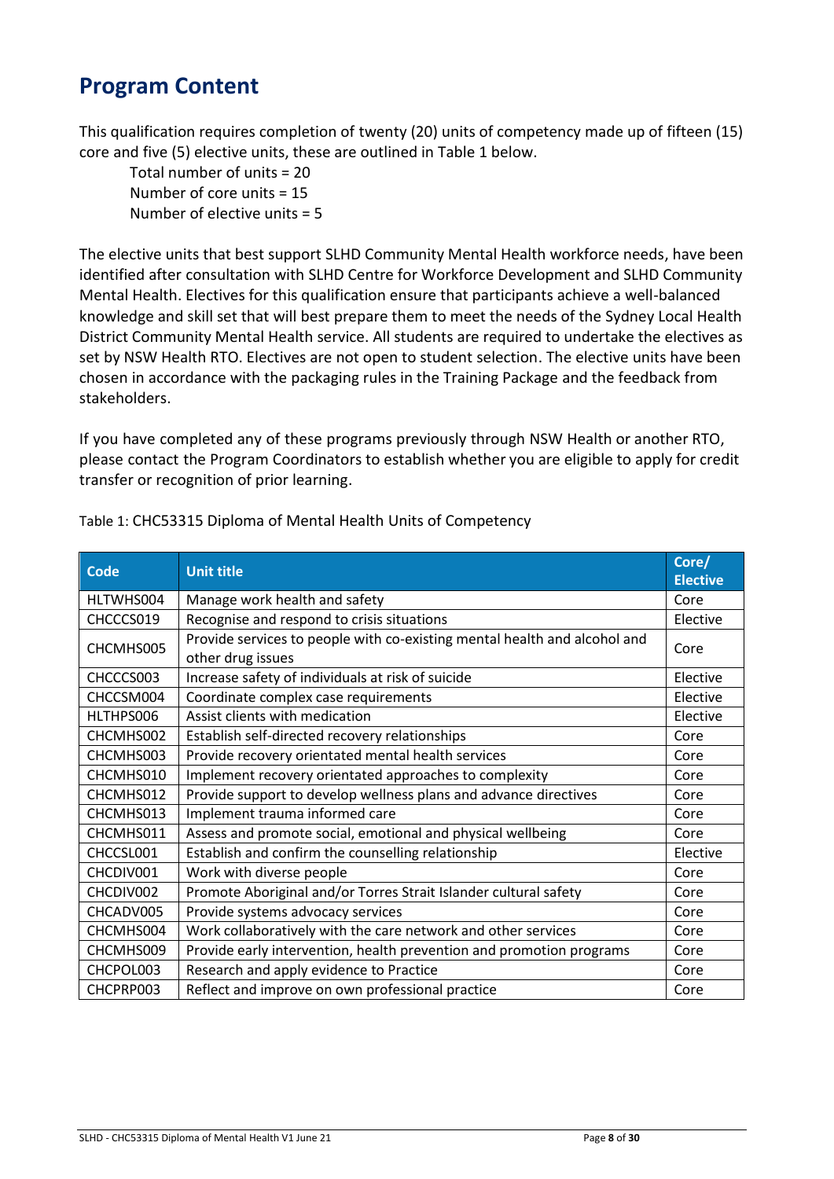# Program Content

This qualification requires completion of twenty (20) units of competency made up of fifteen (15) core and five (5) elective units, these are outlined in Table 1 below.

Total number of units = 20
Number of core units = 15
Number of elective units = 5

The elective units that best support SLHD Community Mental Health workforce needs, have been identified after consultation with SLHD Centre for Workforce Development and SLHD Community Mental Health. Electives for this qualification ensure that participants achieve a well-balanced knowledge and skill set that will best prepare them to meet the needs of the Sydney Local Health District Community Mental Health service. All students are required to undertake the electives as set by NSW Health RTO. Electives are not open to student selection. The elective units have been chosen in accordance with the packaging rules in the Training Package and the feedback from stakeholders.

If you have completed any of these programs previously through NSW Health or another RTO, please contact the Program Coordinators to establish whether you are eligible to apply for credit transfer or recognition of prior learning.

Table 1: CHC53315 Diploma of Mental Health Units of Competency

| Code | Unit title | Core/ Elective |
|---|---|---|
| HLTWHS004 | Manage work health and safety | Core |
| CHCCCS019 | Recognise and respond to crisis situations | Elective |
| CHCMHS005 | Provide services to people with co-existing mental health and alcohol and other drug issues | Core |
| CHCCCS003 | Increase safety of individuals at risk of suicide | Elective |
| CHCCSM004 | Coordinate complex case requirements | Elective |
| HLTHPS006 | Assist clients with medication | Elective |
| CHCMHS002 | Establish self-directed recovery relationships | Core |
| CHCMHS003 | Provide recovery orientated mental health services | Core |
| CHCMHS010 | Implement recovery orientated approaches to complexity | Core |
| CHCMHS012 | Provide support to develop wellness plans and advance directives | Core |
| CHCMHS013 | Implement trauma informed care | Core |
| CHCMHS011 | Assess and promote social, emotional and physical wellbeing | Core |
| CHCCSL001 | Establish and confirm the counselling relationship | Elective |
| CHCDIV001 | Work with diverse people | Core |
| CHCDIV002 | Promote Aboriginal and/or Torres Strait Islander cultural safety | Core |
| CHCADV005 | Provide systems advocacy services | Core |
| CHCMHS004 | Work collaboratively with the care network and other services | Core |
| CHCMHS009 | Provide early intervention, health prevention and promotion programs | Core |
| CHCPOL003 | Research and apply evidence to Practice | Core |
| CHCPRP003 | Reflect and improve on own professional practice | Core |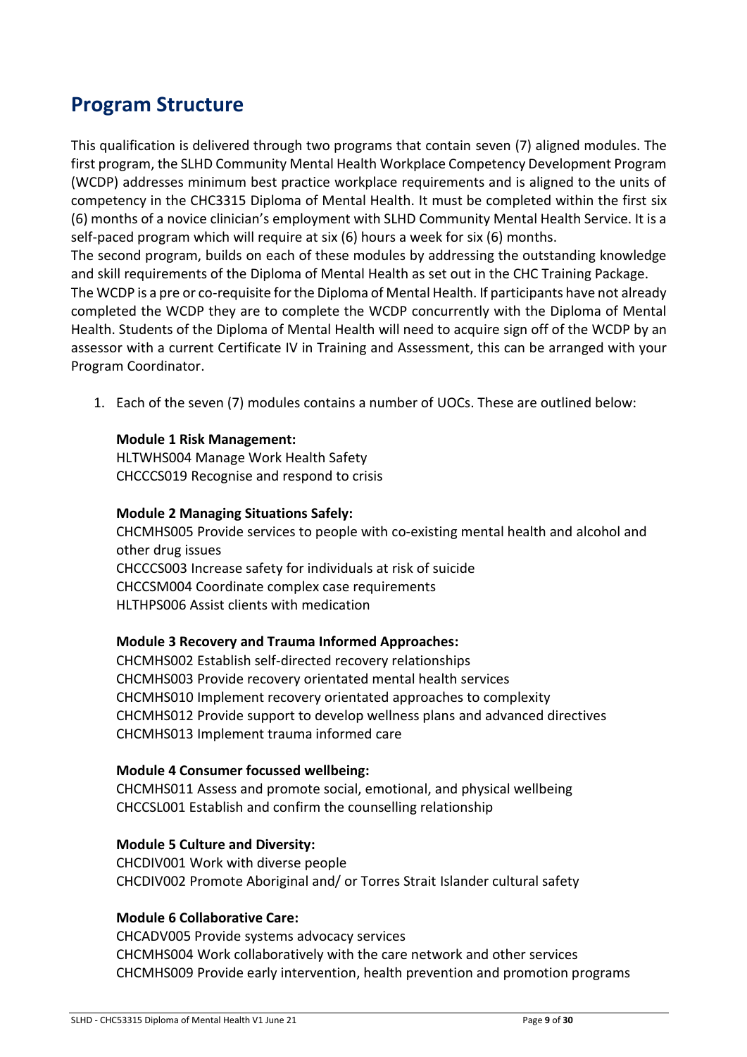## Program Structure

This qualification is delivered through two programs that contain seven (7) aligned modules. The first program, the SLHD Community Mental Health Workplace Competency Development Program (WCDP) addresses minimum best practice workplace requirements and is aligned to the units of competency in the CHC3315 Diploma of Mental Health. It must be completed within the first six (6) months of a novice clinician's employment with SLHD Community Mental Health Service. It is a self-paced program which will require at six (6) hours a week for six (6) months.

The second program, builds on each of these modules by addressing the outstanding knowledge and skill requirements of the Diploma of Mental Health as set out in the CHC Training Package.

The WCDP is a pre or co-requisite for the Diploma of Mental Health. If participants have not already completed the WCDP they are to complete the WCDP concurrently with the Diploma of Mental Health. Students of the Diploma of Mental Health will need to acquire sign off of the WCDP by an assessor with a current Certificate IV in Training and Assessment, this can be arranged with your Program Coordinator.

1. Each of the seven (7) modules contains a number of UOCs. These are outlined below:

   **Module 1 Risk Management:**
   HLTWHS004 Manage Work Health Safety
   CHCCCS019 Recognise and respond to crisis

   **Module 2 Managing Situations Safely:**
   CHCMHS005 Provide services to people with co-existing mental health and alcohol and other drug issues
   CHCCCS003 Increase safety for individuals at risk of suicide
   CHCCSM004 Coordinate complex case requirements
   HLTHPS006 Assist clients with medication

   **Module 3 Recovery and Trauma Informed Approaches:**
   CHCMHS002 Establish self-directed recovery relationships
   CHCMHS003 Provide recovery orientated mental health services
   CHCMHS010 Implement recovery orientated approaches to complexity
   CHCMHS012 Provide support to develop wellness plans and advanced directives
   CHCMHS013 Implement trauma informed care

   **Module 4 Consumer focussed wellbeing:**
   CHCMHS011 Assess and promote social, emotional, and physical wellbeing
   CHCCSL001 Establish and confirm the counselling relationship

   **Module 5 Culture and Diversity:**
   CHCDIV001 Work with diverse people
   CHCDIV002 Promote Aboriginal and/ or Torres Strait Islander cultural safety

   **Module 6 Collaborative Care:**
   CHCADV005 Provide systems advocacy services
   CHCMHS004 Work collaboratively with the care network and other services
   CHCMHS009 Provide early intervention, health prevention and promotion programs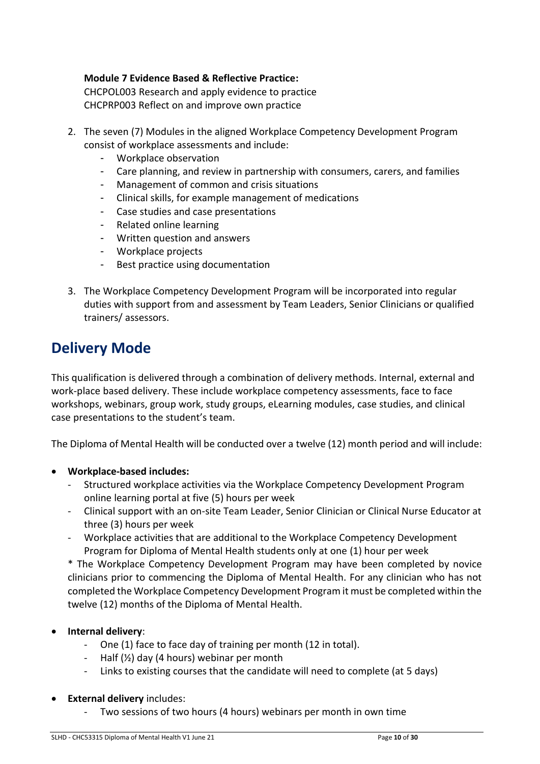**Module 7 Evidence Based & Reflective Practice:**
CHCPOL003 Research and apply evidence to practice
CHCPRP003 Reflect on and improve own practice

2. The seven (7) Modules in the aligned Workplace Competency Development Program consist of workplace assessments and include:
   - Workplace observation
   - Care planning, and review in partnership with consumers, carers, and families
   - Management of common and crisis situations
   - Clinical skills, for example management of medications
   - Case studies and case presentations
   - Related online learning
   - Written question and answers
   - Workplace projects
   - Best practice using documentation

3. The Workplace Competency Development Program will be incorporated into regular duties with support from and assessment by Team Leaders, Senior Clinicians or qualified trainers/ assessors.

## Delivery Mode

This qualification is delivered through a combination of delivery methods. Internal, external and work-place based delivery. These include workplace competency assessments, face to face workshops, webinars, group work, study groups, eLearning modules, case studies, and clinical case presentations to the student's team.

The Diploma of Mental Health will be conducted over a twelve (12) month period and will include:

- **Workplace-based includes:**
  - Structured workplace activities via the Workplace Competency Development Program online learning portal at five (5) hours per week
  - Clinical support with an on-site Team Leader, Senior Clinician or Clinical Nurse Educator at three (3) hours per week
  - Workplace activities that are additional to the Workplace Competency Development Program for Diploma of Mental Health students only at one (1) hour per week

  * The Workplace Competency Development Program may have been completed by novice clinicians prior to commencing the Diploma of Mental Health. For any clinician who has not completed the Workplace Competency Development Program it must be completed within the twelve (12) months of the Diploma of Mental Health.

- **Internal delivery**:
  - One (1) face to face day of training per month (12 in total).
  - Half (½) day (4 hours) webinar per month
  - Links to existing courses that the candidate will need to complete (at 5 days)

- **External delivery** includes:
  - Two sessions of two hours (4 hours) webinars per month in own time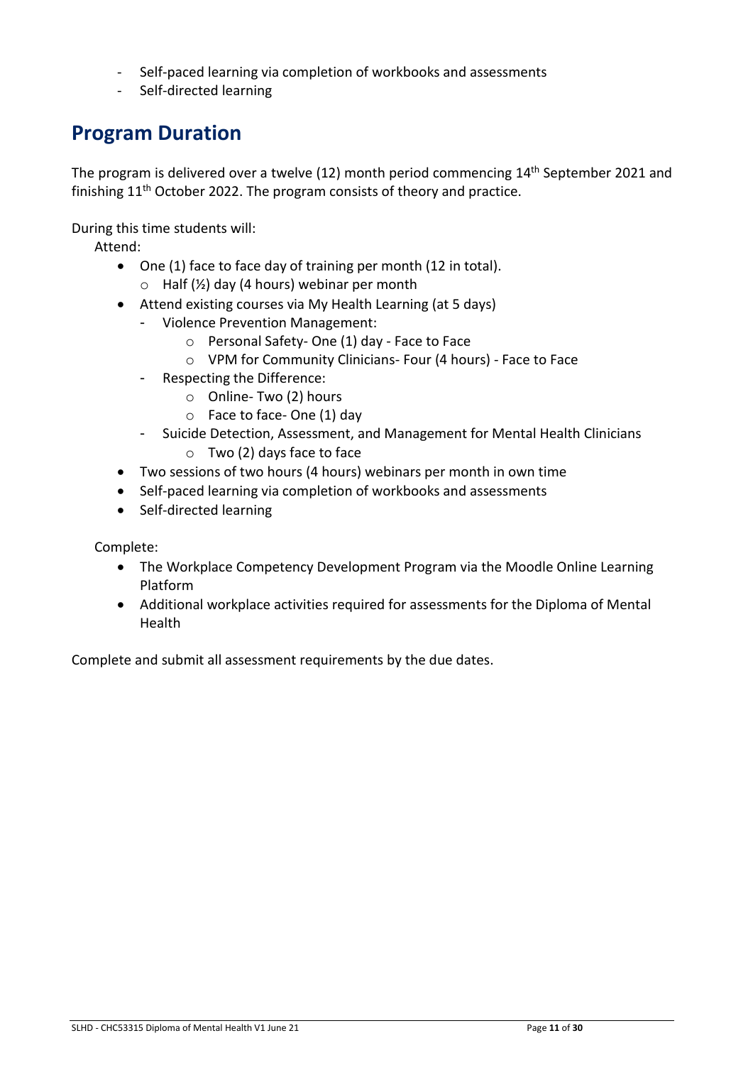- Self-paced learning via completion of workbooks and assessments
- Self-directed learning

## Program Duration

The program is delivered over a twelve (12) month period commencing 14th September 2021 and finishing 11th October 2022. The program consists of theory and practice.

During this time students will:

Attend:

- One (1) face to face day of training per month (12 in total).
  - Half (½) day (4 hours) webinar per month
- Attend existing courses via My Health Learning (at 5 days)
  - Violence Prevention Management:
    - Personal Safety- One (1) day - Face to Face
    - VPM for Community Clinicians- Four (4 hours) - Face to Face
  - Respecting the Difference:
    - Online- Two (2) hours
    - Face to face- One (1) day
  - Suicide Detection, Assessment, and Management for Mental Health Clinicians
    - Two (2) days face to face
- Two sessions of two hours (4 hours) webinars per month in own time
- Self-paced learning via completion of workbooks and assessments
- Self-directed learning

Complete:

- The Workplace Competency Development Program via the Moodle Online Learning Platform
- Additional workplace activities required for assessments for the Diploma of Mental Health

Complete and submit all assessment requirements by the due dates.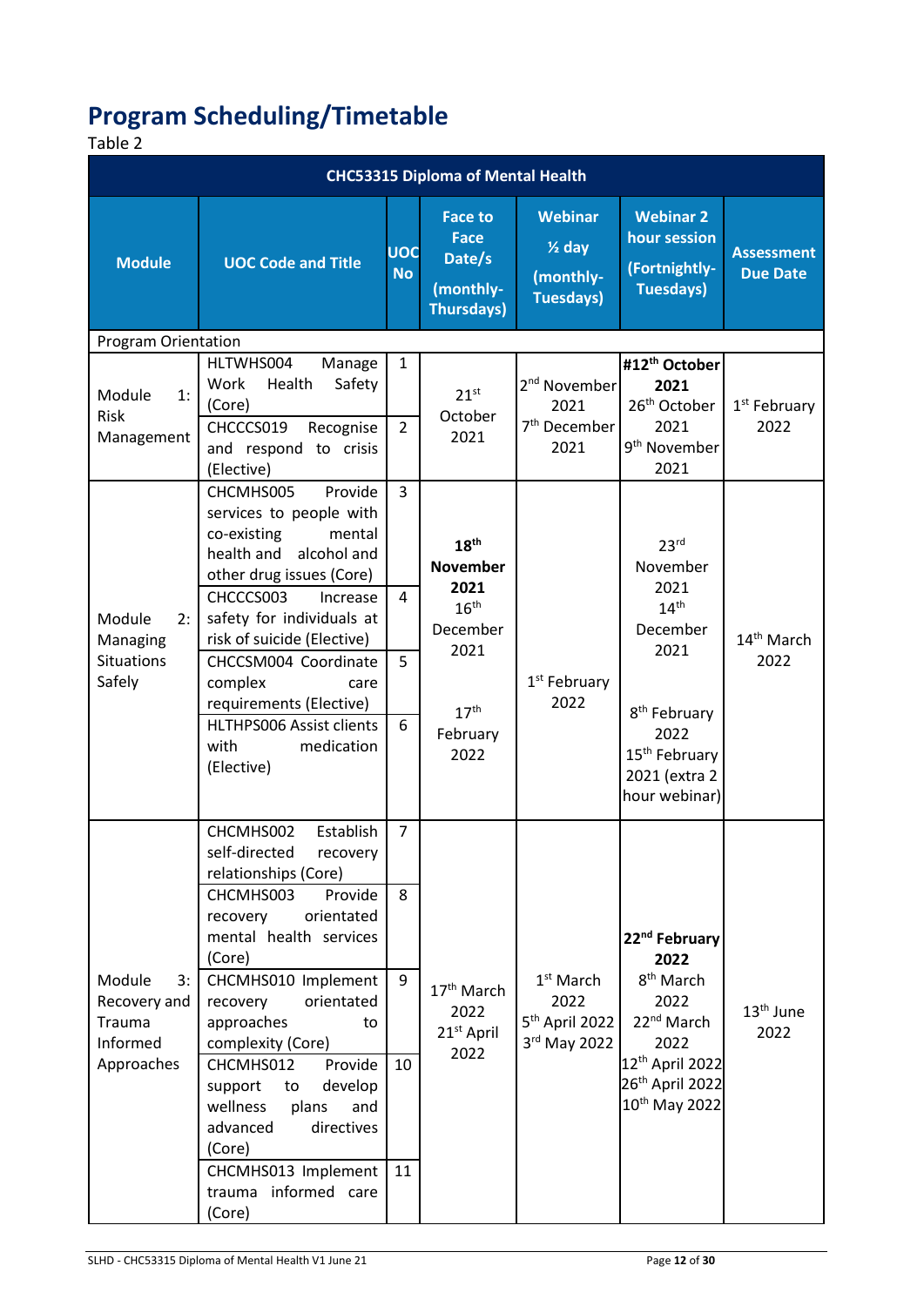# Program Scheduling/Timetable

Table 2

| CHC53315 Diploma of Mental Health | | | | | | |
|---|---|---|---|---|---|---|
| **Module** | **UOC Code and Title** | **UOC No** | **Face to Face Date/s (monthly- Thursdays)** | **Webinar ½ day (monthly- Tuesdays)** | **Webinar 2 hour session (Fortnightly- Tuesdays)** | **Assessment Due Date** |
| Program Orientation | | | | | | |
| Module 1: Risk Management | HLTWHS004 Manage Work Health Safety (Core) | 1 | 21st October 2021 | 2nd November 2021 7th December 2021 | **#12th October 2021** 26th October 2021 9th November 2021 | 1st February 2022 |
| | CHCCCS019 Recognise and respond to crisis (Elective) | 2 | | | | |
| Module 2: Managing Situations Safely | CHCMHS005 Provide services to people with co-existing mental health and alcohol and other drug issues (Core) | 3 | **18th November 2021** 16th December 2021 17th February 2022 | 1st February 2022 | 23rd November 2021 14th December 2021 8th February 2022 15th February 2021 (extra 2 hour webinar) | 14th March 2022 |
| | CHCCCS003 Increase safety for individuals at risk of suicide (Elective) | 4 | | | | |
| | CHCCSM004 Coordinate complex care requirements (Elective) | 5 | | | | |
| | HLTHPS006 Assist clients with medication (Elective) | 6 | | | | |
| Module 3: Recovery and Trauma Informed Approaches | CHCMHS002 Establish self-directed recovery relationships (Core) | 7 | 17th March 2022 21st April 2022 | 1st March 2022 5th April 2022 3rd May 2022 | **22nd February 2022** 8th March 2022 22nd March 2022 12th April 2022 26th April 2022 10th May 2022 | 13th June 2022 |
| | CHCMHS003 Provide recovery orientated mental health services (Core) | 8 | | | | |
| | CHCMHS010 Implement recovery oriented approaches to complexity (Core) | 9 | | | | |
| | CHCMHS012 Provide support to develop wellness plans and advanced directives (Core) | 10 | | | | |
| | CHCMHS013 Implement trauma informed care (Core) | 11 | | | | |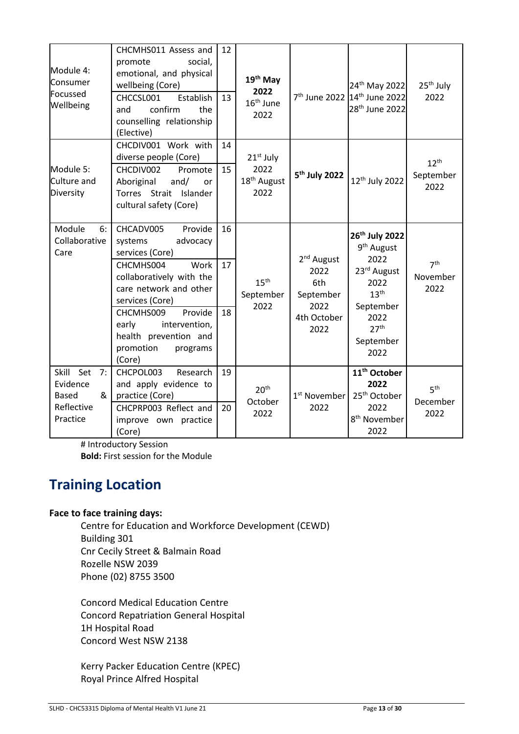| Module 4: Consumer Focussed Wellbeing | CHCMHS011 Assess and promote social, emotional, and physical wellbeing (Core) | 12 | **19th May 2022** 16th June 2022 | 7th June 2022 | 24th May 2022 14th June 2022 28th June 2022 | 25th July 2022 |
|---|---|---|---|---|---|---|
| | CHCCSL001 Establish and confirm the counselling relationship (Elective) | 13 | | | | |
| Module 5: Culture and Diversity | CHCDIV001 Work with diverse people (Core) | 14 | 21st July 2022 18th August 2022 | **5th July 2022** | 12th July 2022 | 12th September 2022 |
| | CHCDIV002 Promote Aboriginal and/ or Torres Strait Islander cultural safety (Core) | 15 | | | | |
| Module 6: Collaborative Care | CHCADV005 Provide systems advocacy services (Core) | 16 | 15th September 2022 | 2nd August 2022 6th September 2022 4th October 2022 | **26th July 2022** 9th August 2022 23rd August 2022 13th September 2022 27th September 2022 | 7th November 2022 |
| | CHCMHS004 Work collaboratively with the care network and other services (Core) | 17 | | | | |
| | CHCMHS009 Provide early intervention, health prevention and promotion programs (Core) | 18 | | | | |
| Skill Set 7: Evidence Based & Reflective Practice | CHCPOL003 Research and apply evidence to practice (Core) | 19 | 20th October 2022 | 1st November 2022 | **11th October 2022** 25th October 2022 8th November 2022 | 5th December 2022 |
| | CHCPRP003 Reflect and improve own practice (Core) | 20 | | | | |

# Introductory Session
**Bold:** First session for the Module

# Training Location

**Face to face training days:**

Centre for Education and Workforce Development (CEWD)
Building 301
Cnr Cecily Street & Balmain Road
Rozelle NSW 2039
Phone (02) 8755 3500

Concord Medical Education Centre
Concord Repatriation General Hospital
1H Hospital Road
Concord West NSW 2138

Kerry Packer Education Centre (KPEC)
Royal Prince Alfred Hospital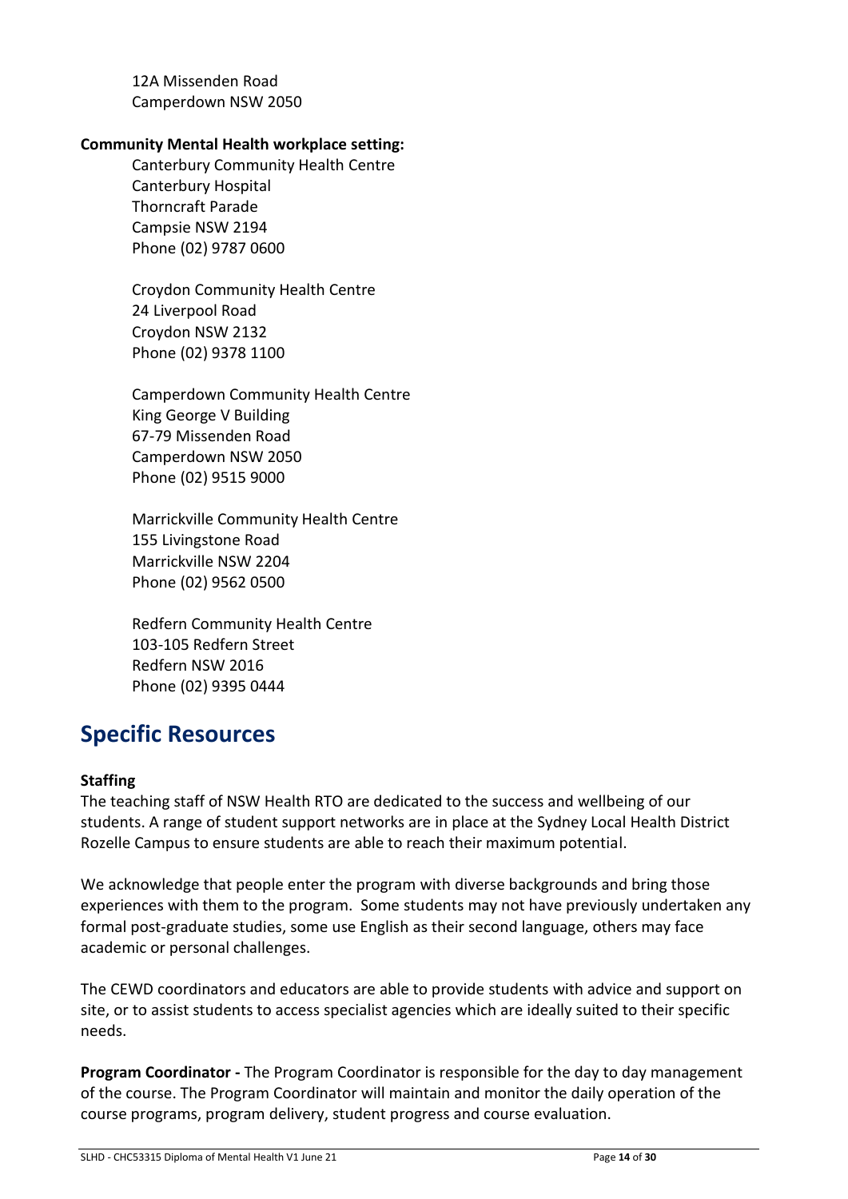12A Missenden Road
Camperdown NSW 2050

**Community Mental Health workplace setting:**

Canterbury Community Health Centre
Canterbury Hospital
Thorncraft Parade
Campsie NSW 2194
Phone (02) 9787 0600

Croydon Community Health Centre
24 Liverpool Road
Croydon NSW 2132
Phone (02) 9378 1100

Camperdown Community Health Centre
King George V Building
67-79 Missenden Road
Camperdown NSW 2050
Phone (02) 9515 9000

Marrickville Community Health Centre
155 Livingstone Road
Marrickville NSW 2204
Phone (02) 9562 0500

Redfern Community Health Centre
103-105 Redfern Street
Redfern NSW 2016
Phone (02) 9395 0444

## Specific Resources

**Staffing**

The teaching staff of NSW Health RTO are dedicated to the success and wellbeing of our students. A range of student support networks are in place at the Sydney Local Health District Rozelle Campus to ensure students are able to reach their maximum potential.

We acknowledge that people enter the program with diverse backgrounds and bring those experiences with them to the program. Some students may not have previously undertaken any formal post-graduate studies, some use English as their second language, others may face academic or personal challenges.

The CEWD coordinators and educators are able to provide students with advice and support on site, or to assist students to access specialist agencies which are ideally suited to their specific needs.

**Program Coordinator -** The Program Coordinator is responsible for the day to day management of the course. The Program Coordinator will maintain and monitor the daily operation of the course programs, program delivery, student progress and course evaluation.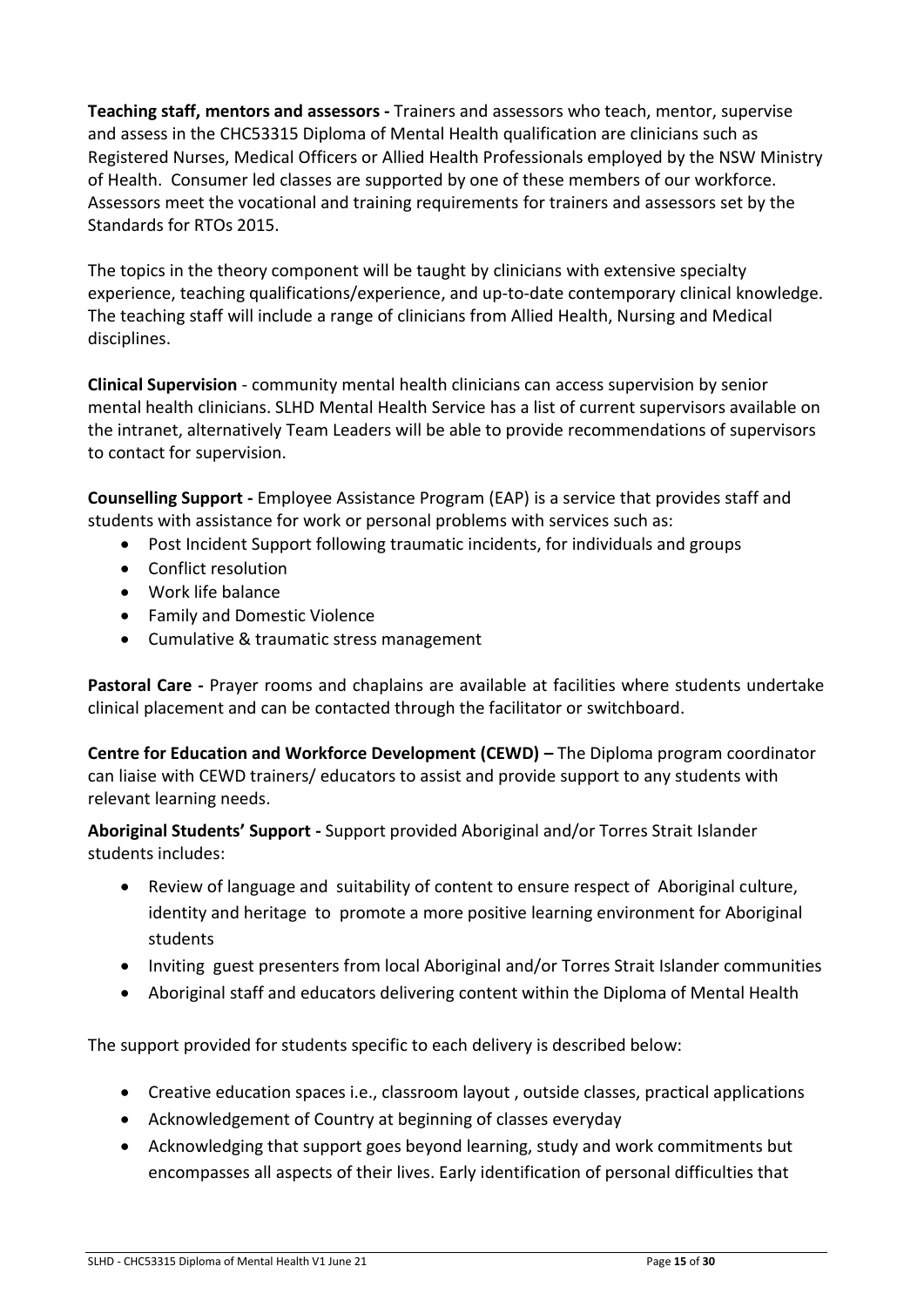**Teaching staff, mentors and assessors -** Trainers and assessors who teach, mentor, supervise and assess in the CHC53315 Diploma of Mental Health qualification are clinicians such as Registered Nurses, Medical Officers or Allied Health Professionals employed by the NSW Ministry of Health. Consumer led classes are supported by one of these members of our workforce. Assessors meet the vocational and training requirements for trainers and assessors set by the Standards for RTOs 2015.

The topics in the theory component will be taught by clinicians with extensive specialty experience, teaching qualifications/experience, and up-to-date contemporary clinical knowledge. The teaching staff will include a range of clinicians from Allied Health, Nursing and Medical disciplines.

**Clinical Supervision** - community mental health clinicians can access supervision by senior mental health clinicians. SLHD Mental Health Service has a list of current supervisors available on the intranet, alternatively Team Leaders will be able to provide recommendations of supervisors to contact for supervision.

**Counselling Support -** Employee Assistance Program (EAP) is a service that provides staff and students with assistance for work or personal problems with services such as:

- Post Incident Support following traumatic incidents, for individuals and groups
- Conflict resolution
- Work life balance
- Family and Domestic Violence
- Cumulative & traumatic stress management

**Pastoral Care -** Prayer rooms and chaplains are available at facilities where students undertake clinical placement and can be contacted through the facilitator or switchboard.

**Centre for Education and Workforce Development (CEWD) –** The Diploma program coordinator can liaise with CEWD trainers/ educators to assist and provide support to any students with relevant learning needs.

**Aboriginal Students' Support -** Support provided Aboriginal and/or Torres Strait Islander students includes:

- Review of language and suitability of content to ensure respect of Aboriginal culture, identity and heritage to promote a more positive learning environment for Aboriginal students
- Inviting guest presenters from local Aboriginal and/or Torres Strait Islander communities
- Aboriginal staff and educators delivering content within the Diploma of Mental Health

The support provided for students specific to each delivery is described below:

- Creative education spaces i.e., classroom layout , outside classes, practical applications
- Acknowledgement of Country at beginning of classes everyday
- Acknowledging that support goes beyond learning, study and work commitments but encompasses all aspects of their lives. Early identification of personal difficulties that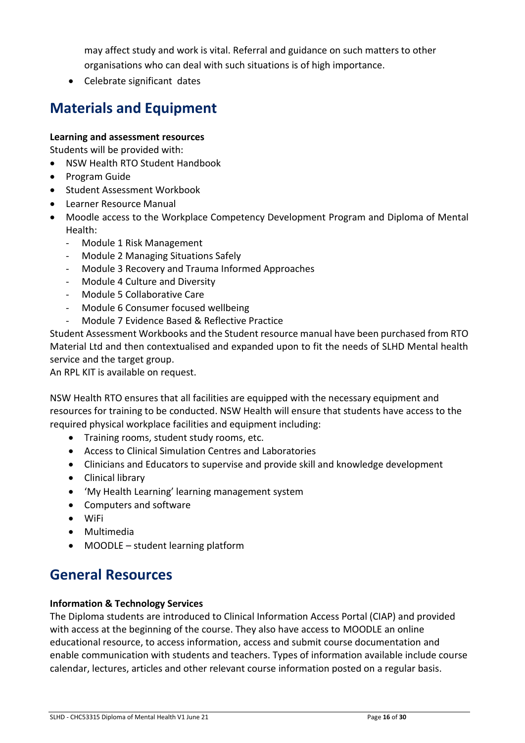may affect study and work is vital. Referral and guidance on such matters to other organisations who can deal with such situations is of high importance.

- Celebrate significant dates

## Materials and Equipment

**Learning and assessment resources**

Students will be provided with:

- NSW Health RTO Student Handbook
- Program Guide
- Student Assessment Workbook
- Learner Resource Manual
- Moodle access to the Workplace Competency Development Program and Diploma of Mental Health:
  - Module 1 Risk Management
  - Module 2 Managing Situations Safely
  - Module 3 Recovery and Trauma Informed Approaches
  - Module 4 Culture and Diversity
  - Module 5 Collaborative Care
  - Module 6 Consumer focused wellbeing
  - Module 7 Evidence Based & Reflective Practice

Student Assessment Workbooks and the Student resource manual have been purchased from RTO Material Ltd and then contextualised and expanded upon to fit the needs of SLHD Mental health service and the target group.

An RPL KIT is available on request.

NSW Health RTO ensures that all facilities are equipped with the necessary equipment and resources for training to be conducted. NSW Health will ensure that students have access to the required physical workplace facilities and equipment including:

- Training rooms, student study rooms, etc.
- Access to Clinical Simulation Centres and Laboratories
- Clinicians and Educators to supervise and provide skill and knowledge development
- Clinical library
- 'My Health Learning' learning management system
- Computers and software
- WiFi
- Multimedia
- MOODLE – student learning platform

## General Resources

**Information & Technology Services**

The Diploma students are introduced to Clinical Information Access Portal (CIAP) and provided with access at the beginning of the course. They also have access to MOODLE an online educational resource, to access information, access and submit course documentation and enable communication with students and teachers. Types of information available include course calendar, lectures, articles and other relevant course information posted on a regular basis.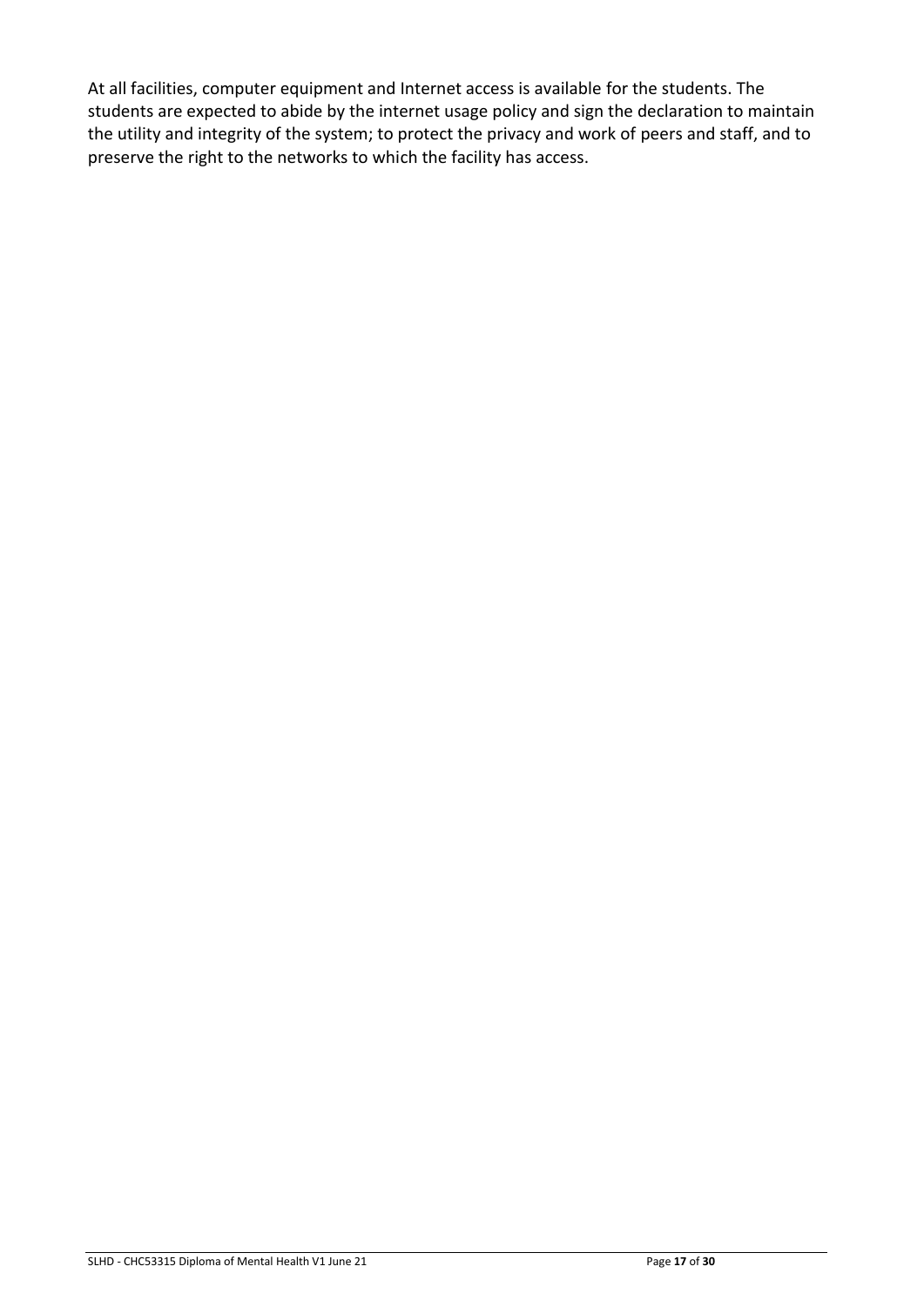At all facilities, computer equipment and Internet access is available for the students. The students are expected to abide by the internet usage policy and sign the declaration to maintain the utility and integrity of the system; to protect the privacy and work of peers and staff, and to preserve the right to the networks to which the facility has access.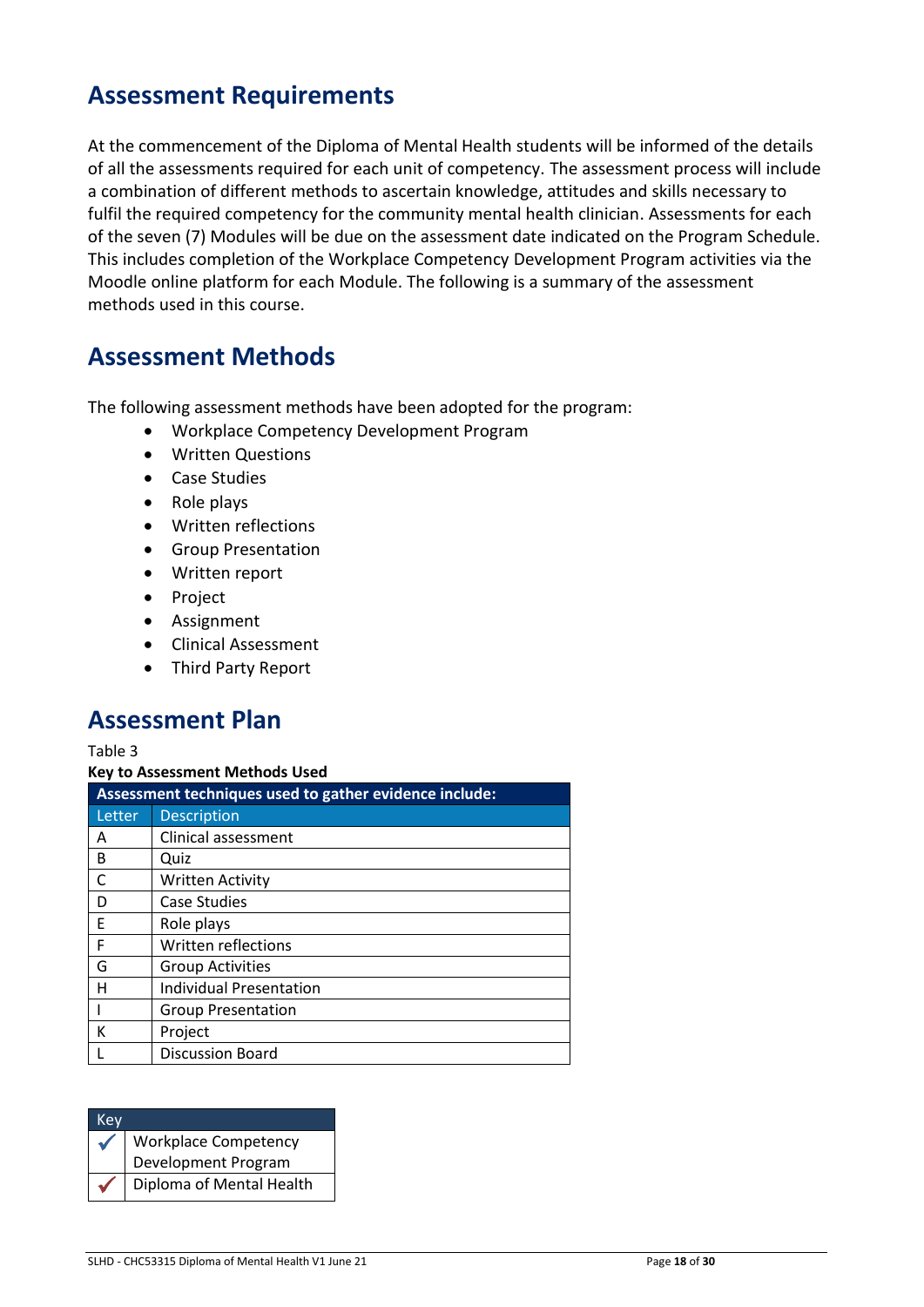## Assessment Requirements

At the commencement of the Diploma of Mental Health students will be informed of the details of all the assessments required for each unit of competency. The assessment process will include a combination of different methods to ascertain knowledge, attitudes and skills necessary to fulfil the required competency for the community mental health clinician. Assessments for each of the seven (7) Modules will be due on the assessment date indicated on the Program Schedule. This includes completion of the Workplace Competency Development Program activities via the Moodle online platform for each Module. The following is a summary of the assessment methods used in this course.

## Assessment Methods

The following assessment methods have been adopted for the program:

- Workplace Competency Development Program
- Written Questions
- Case Studies
- Role plays
- Written reflections
- Group Presentation
- Written report
- Project
- Assignment
- Clinical Assessment
- Third Party Report

## Assessment Plan

Table 3

**Key to Assessment Methods Used**

| **Assessment techniques used to gather evidence include:** | |
|---|---|
| Letter | Description |
| A | Clinical assessment |
| B | Quiz |
| C | Written Activity |
| D | Case Studies |
| E | Role plays |
| F | Written reflections |
| G | Group Activities |
| H | Individual Presentation |
| I | Group Presentation |
| K | Project |
| L | Discussion Board |

| Key | |
|---|---|
| ✓ (blue) | Workplace Competency Development Program |
| ✓ (red) | Diploma of Mental Health |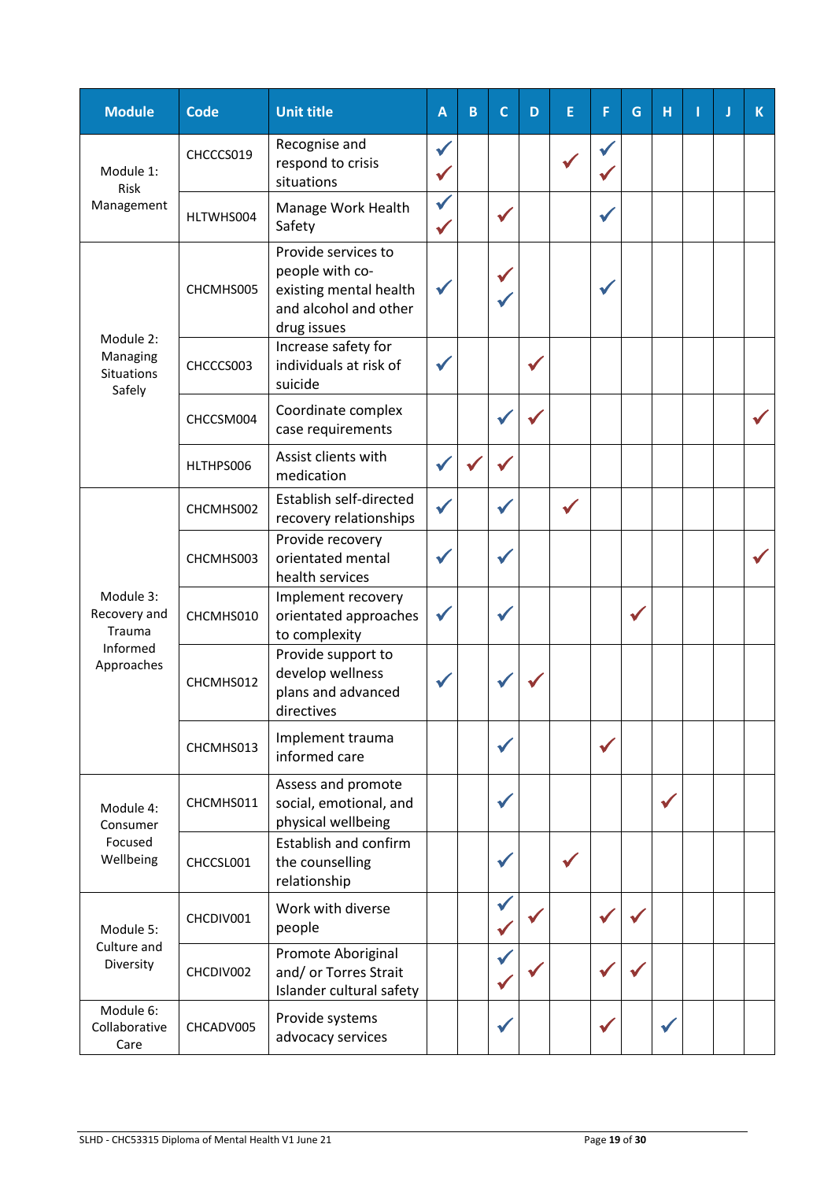| Module | Code | Unit title | A | B | C | D | E | F | G | H | I | J | K |
|---|---|---|---|---|---|---|---|---|---|---|---|---|---|
| Module 1: Risk Management | CHCCCS019 | Recognise and respond to crisis situations | ✓ ✓ | | | | ✓ | ✓ ✓ | | | | | |
| | HLTWHS004 | Manage Work Health Safety | ✓ ✓ | | ✓ | | | ✓ | | | | | |
| Module 2: Managing Situations Safely | CHCMHS005 | Provide services to people with co-existing mental health and alcohol and other drug issues | ✓ | | ✓ ✓ | | | ✓ | | | | | |
| | CHCCCS003 | Increase safety for individuals at risk of suicide | ✓ | | | ✓ | | | | | | | |
| | CHCCSM004 | Coordinate complex case requirements | | | ✓ | ✓ | | | | | | | ✓ |
| | HLTHPS006 | Assist clients with medication | ✓ | ✓ | ✓ | | | | | | | | |
| Module 3: Recovery and Trauma Informed Approaches | CHCMHS002 | Establish self-directed recovery relationships | ✓ | | ✓ | | ✓ | | | | | | |
| | CHCMHS003 | Provide recovery orientated mental health services | ✓ | | ✓ | | | | | | | | ✓ |
| | CHCMHS010 | Implement recovery orientated approaches to complexity | ✓ | | ✓ | | | | ✓ | | | | |
| | CHCMHS012 | Provide support to develop wellness plans and advanced directives | ✓ | | ✓ | ✓ | | | | | | | |
| | CHCMHS013 | Implement trauma informed care | | | ✓ | | | ✓ | | | | | |
| Module 4: Consumer Focused Wellbeing | CHCMHS011 | Assess and promote social, emotional, and physical wellbeing | | | ✓ | | | | | ✓ | | | |
| | CHCCSL001 | Establish and confirm the counselling relationship | | | ✓ | | ✓ | | | | | | |
| Module 5: Culture and Diversity | CHCDIV001 | Work with diverse people | | | ✓ ✓ | ✓ | | ✓ | ✓ | | | | |
| | CHCDIV002 | Promote Aboriginal and/ or Torres Strait Islander cultural safety | | | ✓ ✓ | ✓ | | ✓ | ✓ | | | | |
| Module 6: Collaborative Care | CHCADV005 | Provide systems advocacy services | | | ✓ | | | ✓ | | ✓ | | | |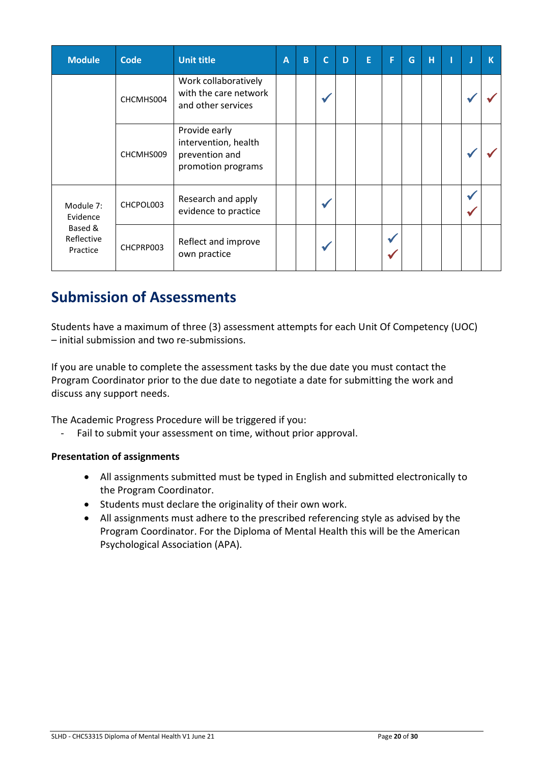| Module | Code | Unit title | A | B | C | D | E | F | G | H | I | J | K |
|---|---|---|---|---|---|---|---|---|---|---|---|---|---|
| | CHCMHS004 | Work collaboratively with the care network and other services | | | ✓ | | | | | | | ✓ | ✓ |
| | CHCMHS009 | Provide early intervention, health prevention and promotion programs | | | | | | | | | | ✓ | ✓ |
| Module 7: Evidence Based & Reflective Practice | CHCPOL003 | Research and apply evidence to practice | | | ✓ | | | | | | | ✓ ✓ | |
| | CHCPRP003 | Reflect and improve own practice | | | ✓ | | | ✓ ✓ | | | | | |

## Submission of Assessments

Students have a maximum of three (3) assessment attempts for each Unit Of Competency (UOC) – initial submission and two re-submissions.

If you are unable to complete the assessment tasks by the due date you must contact the Program Coordinator prior to the due date to negotiate a date for submitting the work and discuss any support needs.

The Academic Progress Procedure will be triggered if you:

- Fail to submit your assessment on time, without prior approval.

**Presentation of assignments**

- All assignments submitted must be typed in English and submitted electronically to the Program Coordinator.
- Students must declare the originality of their own work.
- All assignments must adhere to the prescribed referencing style as advised by the Program Coordinator. For the Diploma of Mental Health this will be the American Psychological Association (APA).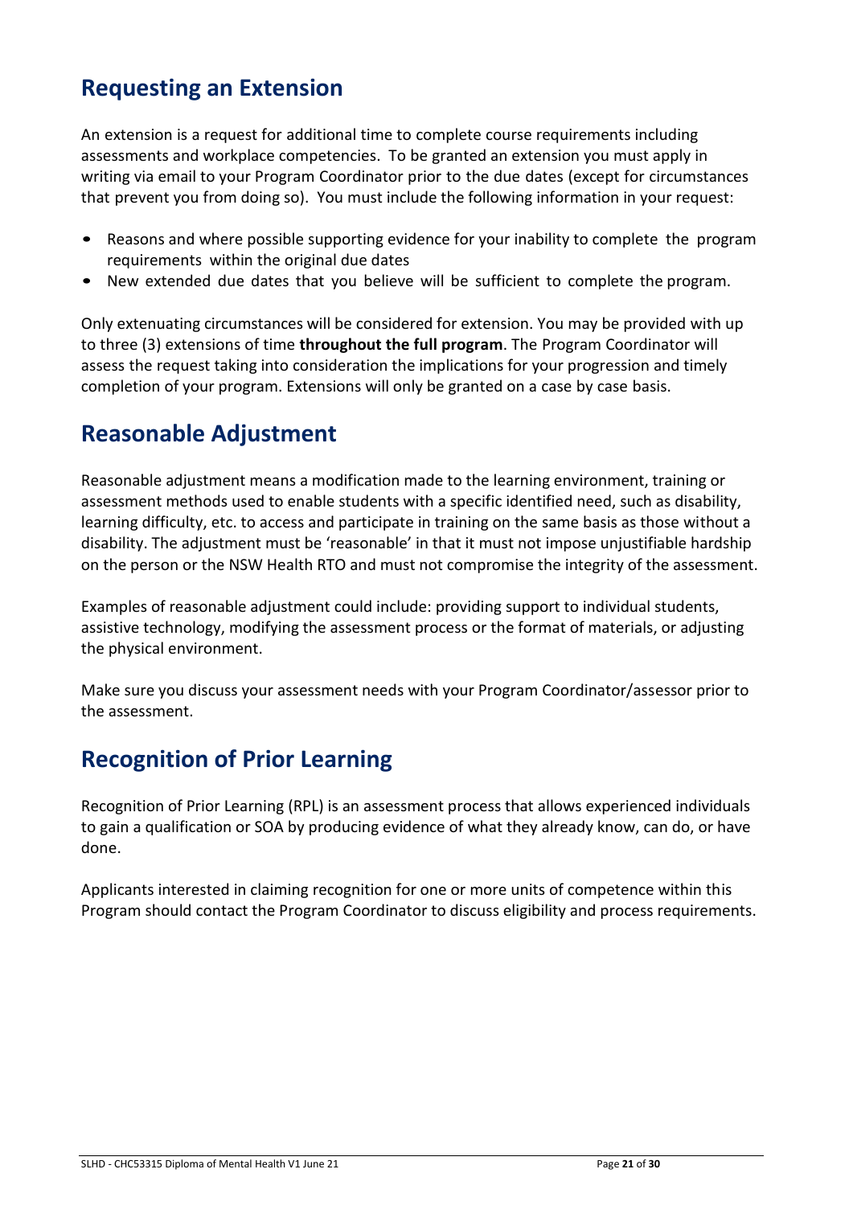## Requesting an Extension

An extension is a request for additional time to complete course requirements including assessments and workplace competencies. To be granted an extension you must apply in writing via email to your Program Coordinator prior to the due dates (except for circumstances that prevent you from doing so). You must include the following information in your request:

- Reasons and where possible supporting evidence for your inability to complete the program requirements within the original due dates
- New extended due dates that you believe will be sufficient to complete the program.

Only extenuating circumstances will be considered for extension. You may be provided with up to three (3) extensions of time **throughout the full program**. The Program Coordinator will assess the request taking into consideration the implications for your progression and timely completion of your program. Extensions will only be granted on a case by case basis.

## Reasonable Adjustment

Reasonable adjustment means a modification made to the learning environment, training or assessment methods used to enable students with a specific identified need, such as disability, learning difficulty, etc. to access and participate in training on the same basis as those without a disability. The adjustment must be 'reasonable' in that it must not impose unjustifiable hardship on the person or the NSW Health RTO and must not compromise the integrity of the assessment.

Examples of reasonable adjustment could include: providing support to individual students, assistive technology, modifying the assessment process or the format of materials, or adjusting the physical environment.

Make sure you discuss your assessment needs with your Program Coordinator/assessor prior to the assessment.

## Recognition of Prior Learning

Recognition of Prior Learning (RPL) is an assessment process that allows experienced individuals to gain a qualification or SOA by producing evidence of what they already know, can do, or have done.

Applicants interested in claiming recognition for one or more units of competence within this Program should contact the Program Coordinator to discuss eligibility and process requirements.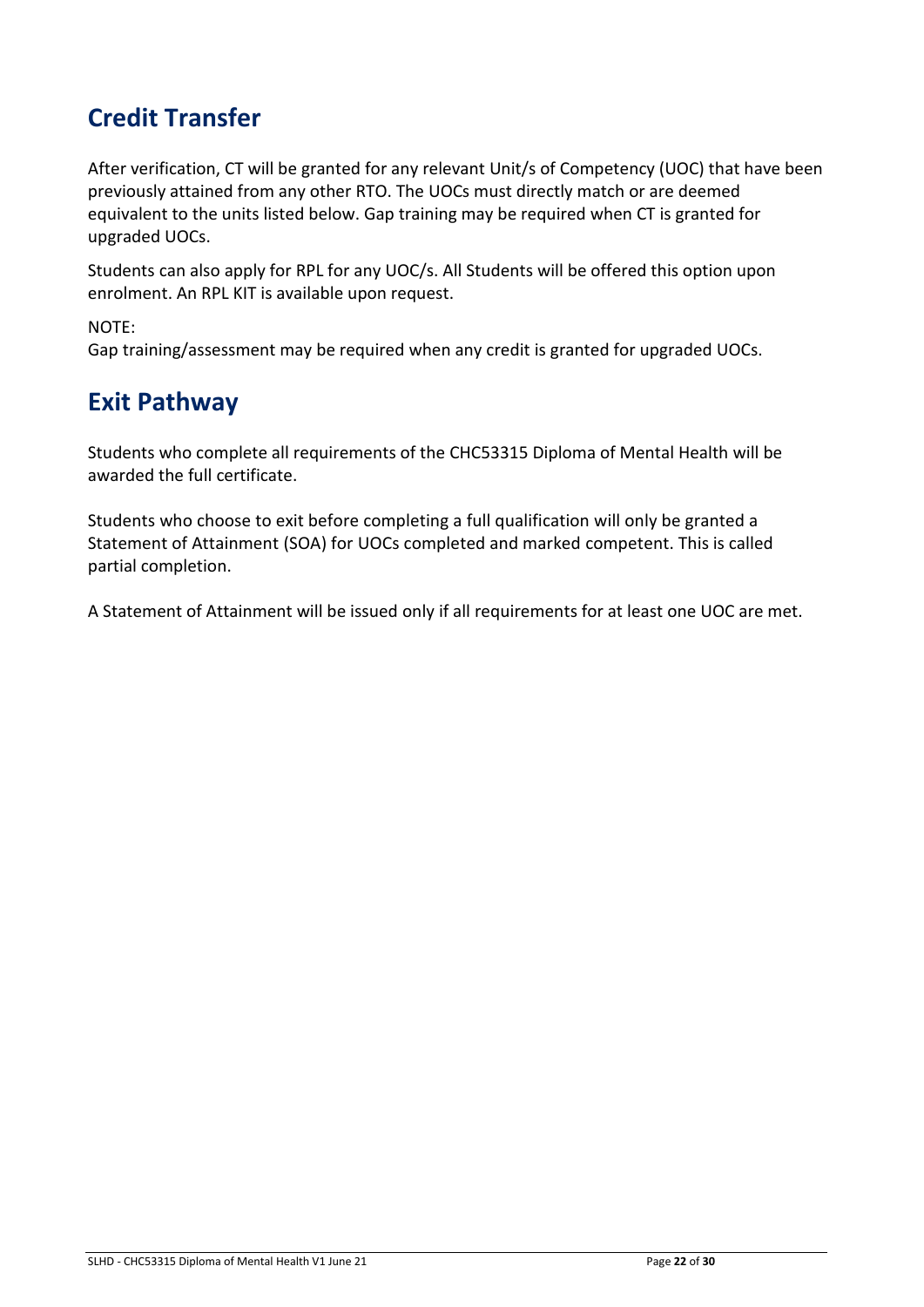## Credit Transfer

After verification, CT will be granted for any relevant Unit/s of Competency (UOC) that have been previously attained from any other RTO. The UOCs must directly match or are deemed equivalent to the units listed below. Gap training may be required when CT is granted for upgraded UOCs.

Students can also apply for RPL for any UOC/s. All Students will be offered this option upon enrolment. An RPL KIT is available upon request.

NOTE:
Gap training/assessment may be required when any credit is granted for upgraded UOCs.

## Exit Pathway

Students who complete all requirements of the CHC53315 Diploma of Mental Health will be awarded the full certificate.

Students who choose to exit before completing a full qualification will only be granted a Statement of Attainment (SOA) for UOCs completed and marked competent. This is called partial completion.

A Statement of Attainment will be issued only if all requirements for at least one UOC are met.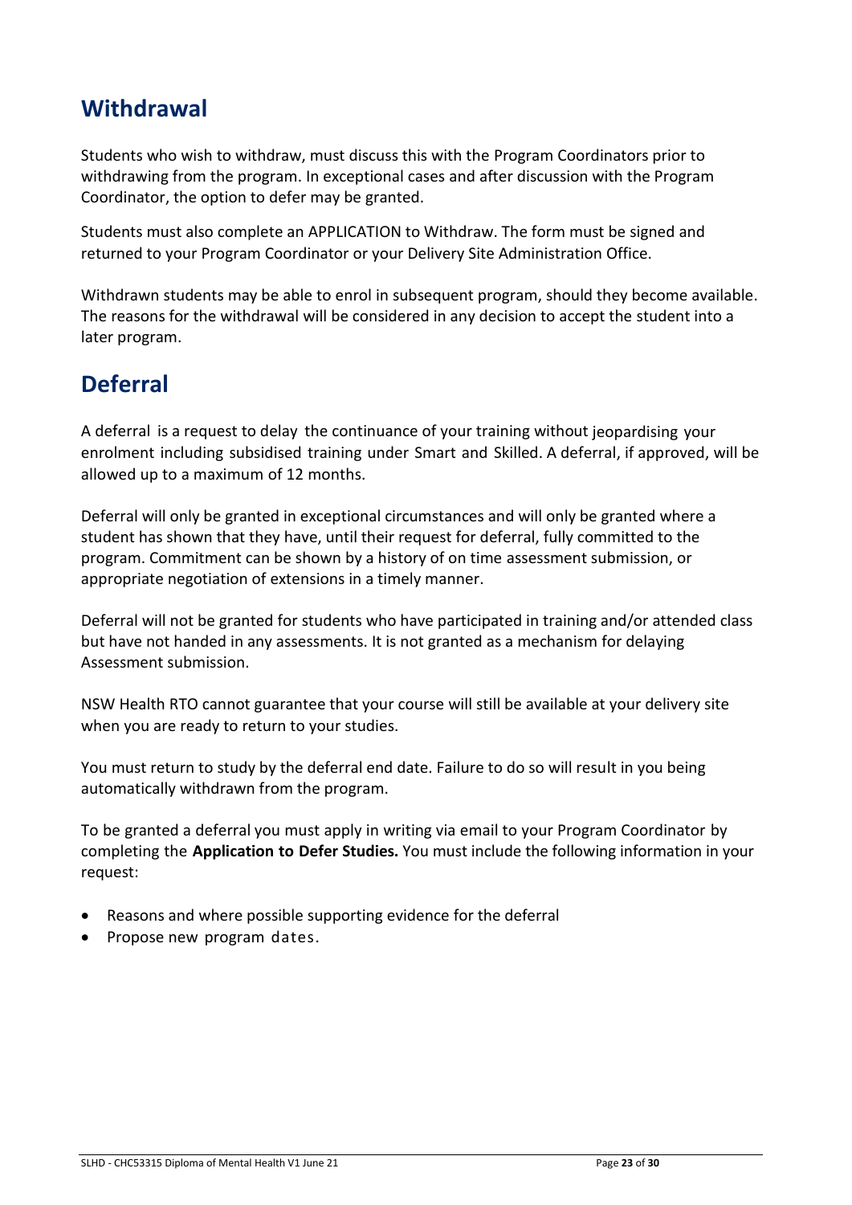## Withdrawal

Students who wish to withdraw, must discuss this with the Program Coordinators prior to withdrawing from the program. In exceptional cases and after discussion with the Program Coordinator, the option to defer may be granted.

Students must also complete an APPLICATION to Withdraw. The form must be signed and returned to your Program Coordinator or your Delivery Site Administration Office.

Withdrawn students may be able to enrol in subsequent program, should they become available. The reasons for the withdrawal will be considered in any decision to accept the student into a later program.

## Deferral

A deferral is a request to delay the continuance of your training without jeopardising your enrolment including subsidised training under Smart and Skilled. A deferral, if approved, will be allowed up to a maximum of 12 months.

Deferral will only be granted in exceptional circumstances and will only be granted where a student has shown that they have, until their request for deferral, fully committed to the program. Commitment can be shown by a history of on time assessment submission, or appropriate negotiation of extensions in a timely manner.

Deferral will not be granted for students who have participated in training and/or attended class but have not handed in any assessments. It is not granted as a mechanism for delaying Assessment submission.

NSW Health RTO cannot guarantee that your course will still be available at your delivery site when you are ready to return to your studies.

You must return to study by the deferral end date. Failure to do so will result in you being automatically withdrawn from the program.

To be granted a deferral you must apply in writing via email to your Program Coordinator by completing the **Application to Defer Studies.** You must include the following information in your request:

- Reasons and where possible supporting evidence for the deferral
- Propose new program dates.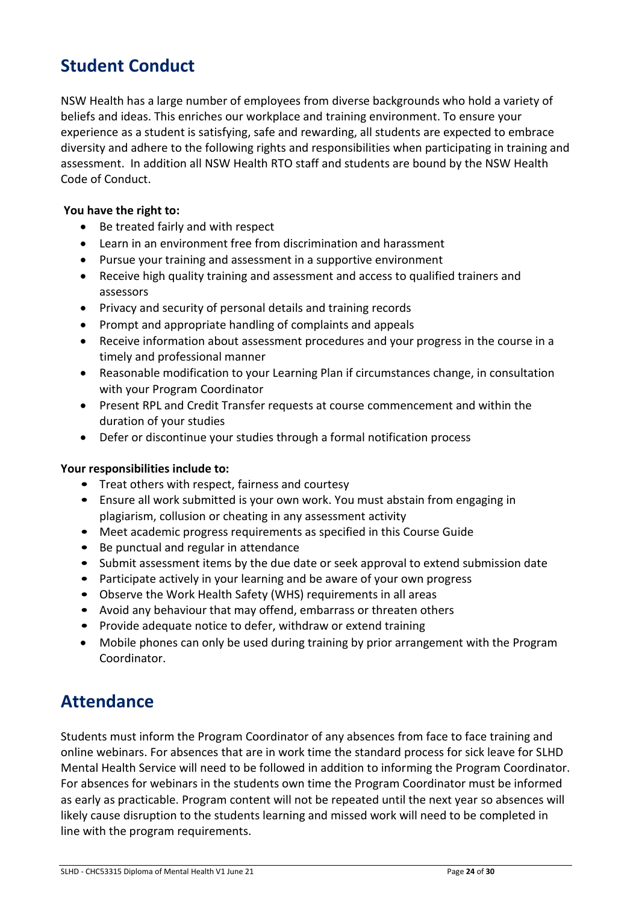## Student Conduct

NSW Health has a large number of employees from diverse backgrounds who hold a variety of beliefs and ideas. This enriches our workplace and training environment. To ensure your experience as a student is satisfying, safe and rewarding, all students are expected to embrace diversity and adhere to the following rights and responsibilities when participating in training and assessment. In addition all NSW Health RTO staff and students are bound by the NSW Health Code of Conduct.

**You have the right to:**

- Be treated fairly and with respect
- Learn in an environment free from discrimination and harassment
- Pursue your training and assessment in a supportive environment
- Receive high quality training and assessment and access to qualified trainers and assessors
- Privacy and security of personal details and training records
- Prompt and appropriate handling of complaints and appeals
- Receive information about assessment procedures and your progress in the course in a timely and professional manner
- Reasonable modification to your Learning Plan if circumstances change, in consultation with your Program Coordinator
- Present RPL and Credit Transfer requests at course commencement and within the duration of your studies
- Defer or discontinue your studies through a formal notification process

**Your responsibilities include to:**

- Treat others with respect, fairness and courtesy
- Ensure all work submitted is your own work. You must abstain from engaging in plagiarism, collusion or cheating in any assessment activity
- Meet academic progress requirements as specified in this Course Guide
- Be punctual and regular in attendance
- Submit assessment items by the due date or seek approval to extend submission date
- Participate actively in your learning and be aware of your own progress
- Observe the Work Health Safety (WHS) requirements in all areas
- Avoid any behaviour that may offend, embarrass or threaten others
- Provide adequate notice to defer, withdraw or extend training
- Mobile phones can only be used during training by prior arrangement with the Program Coordinator.

## Attendance

Students must inform the Program Coordinator of any absences from face to face training and online webinars. For absences that are in work time the standard process for sick leave for SLHD Mental Health Service will need to be followed in addition to informing the Program Coordinator. For absences for webinars in the students own time the Program Coordinator must be informed as early as practicable. Program content will not be repeated until the next year so absences will likely cause disruption to the students learning and missed work will need to be completed in line with the program requirements.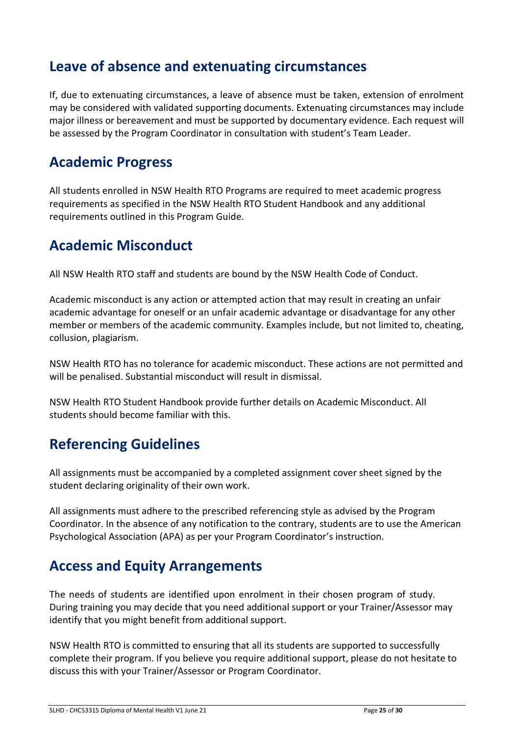## Leave of absence and extenuating circumstances

If, due to extenuating circumstances, a leave of absence must be taken, extension of enrolment may be considered with validated supporting documents. Extenuating circumstances may include major illness or bereavement and must be supported by documentary evidence. Each request will be assessed by the Program Coordinator in consultation with student's Team Leader.

## Academic Progress

All students enrolled in NSW Health RTO Programs are required to meet academic progress requirements as specified in the NSW Health RTO Student Handbook and any additional requirements outlined in this Program Guide.

## Academic Misconduct

All NSW Health RTO staff and students are bound by the NSW Health Code of Conduct.

Academic misconduct is any action or attempted action that may result in creating an unfair academic advantage for oneself or an unfair academic advantage or disadvantage for any other member or members of the academic community. Examples include, but not limited to, cheating, collusion, plagiarism.

NSW Health RTO has no tolerance for academic misconduct. These actions are not permitted and will be penalised. Substantial misconduct will result in dismissal.

NSW Health RTO Student Handbook provide further details on Academic Misconduct. All students should become familiar with this.

## Referencing Guidelines

All assignments must be accompanied by a completed assignment cover sheet signed by the student declaring originality of their own work.

All assignments must adhere to the prescribed referencing style as advised by the Program Coordinator. In the absence of any notification to the contrary, students are to use the American Psychological Association (APA) as per your Program Coordinator's instruction.

## Access and Equity Arrangements

The needs of students are identified upon enrolment in their chosen program of study. During training you may decide that you need additional support or your Trainer/Assessor may identify that you might benefit from additional support.

NSW Health RTO is committed to ensuring that all its students are supported to successfully complete their program. If you believe you require additional support, please do not hesitate to discuss this with your Trainer/Assessor or Program Coordinator.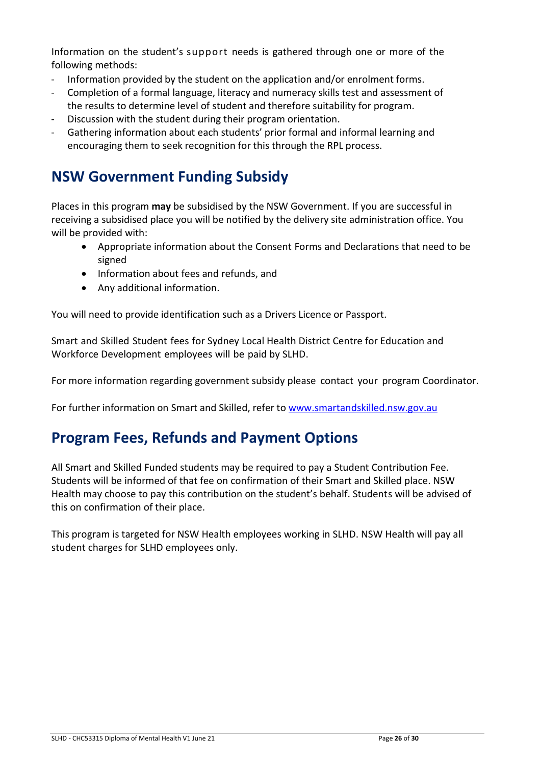Information on the student's support needs is gathered through one or more of the following methods:

- Information provided by the student on the application and/or enrolment forms.
- Completion of a formal language, literacy and numeracy skills test and assessment of the results to determine level of student and therefore suitability for program.
- Discussion with the student during their program orientation.
- Gathering information about each students' prior formal and informal learning and encouraging them to seek recognition for this through the RPL process.

## NSW Government Funding Subsidy

Places in this program **may** be subsidised by the NSW Government. If you are successful in receiving a subsidised place you will be notified by the delivery site administration office. You will be provided with:

- Appropriate information about the Consent Forms and Declarations that need to be signed
- Information about fees and refunds, and
- Any additional information.

You will need to provide identification such as a Drivers Licence or Passport.

Smart and Skilled Student fees for Sydney Local Health District Centre for Education and Workforce Development employees will be paid by SLHD.

For more information regarding government subsidy please contact your program Coordinator.

For further information on Smart and Skilled, refer to www.smartandskilled.nsw.gov.au

## Program Fees, Refunds and Payment Options

All Smart and Skilled Funded students may be required to pay a Student Contribution Fee. Students will be informed of that fee on confirmation of their Smart and Skilled place. NSW Health may choose to pay this contribution on the student's behalf. Students will be advised of this on confirmation of their place.

This program is targeted for NSW Health employees working in SLHD. NSW Health will pay all student charges for SLHD employees only.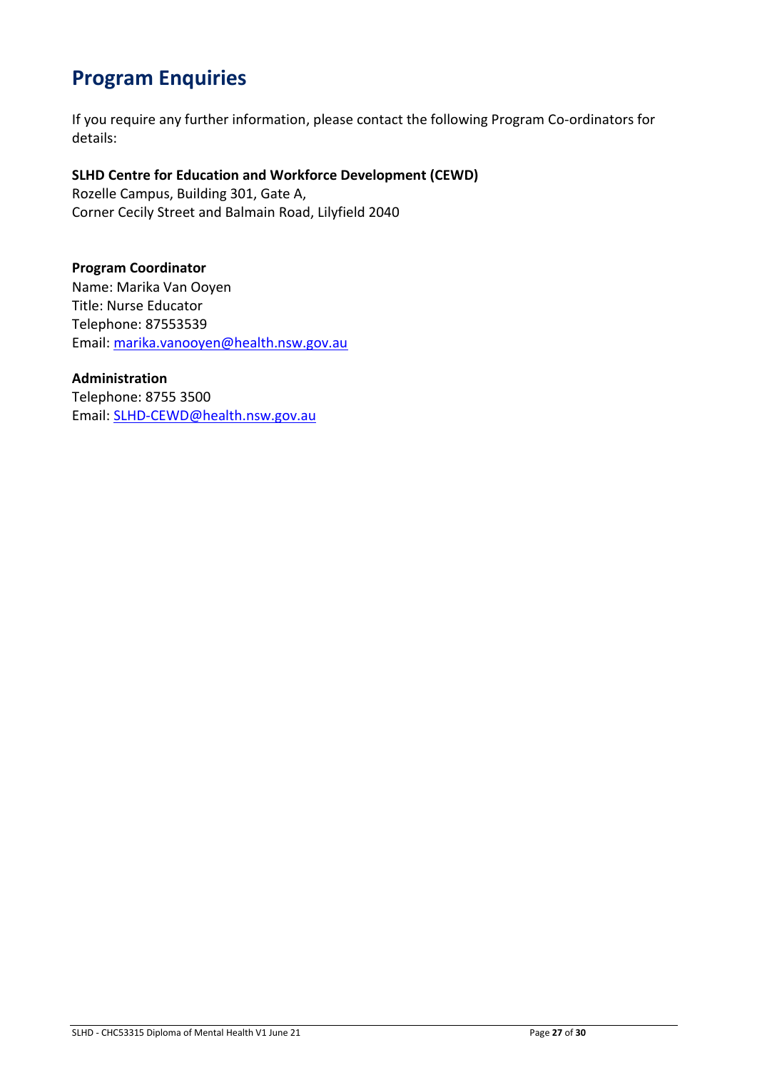# Program Enquiries

If you require any further information, please contact the following Program Co-ordinators for details:

**SLHD Centre for Education and Workforce Development (CEWD)**
Rozelle Campus, Building 301, Gate A,
Corner Cecily Street and Balmain Road, Lilyfield 2040

**Program Coordinator**
Name: Marika Van Ooyen
Title: Nurse Educator
Telephone: 87553539
Email: marika.vanooyen@health.nsw.gov.au

**Administration**
Telephone: 8755 3500
Email: SLHD-CEWD@health.nsw.gov.au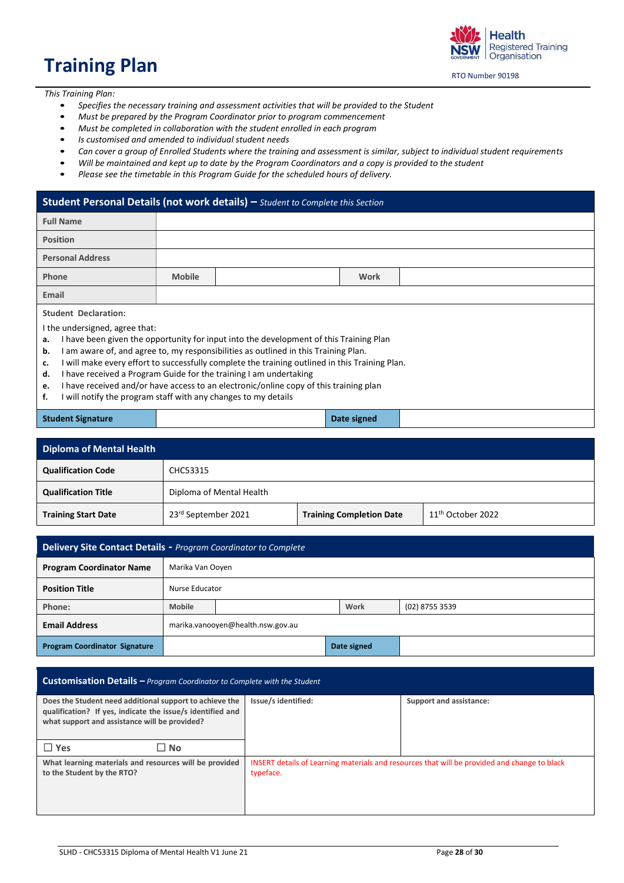# Training Plan

Health Registered Training Organisation

RTO Number 90198

*This Training Plan:*

- *Specifies the necessary training and assessment activities that will be provided to the Student*
- *Must be prepared by the Program Coordinator prior to program commencement*
- *Must be completed in collaboration with the student enrolled in each program*
- *Is customised and amended to individual student needs*
- *Can cover a group of Enrolled Students where the training and assessment is similar, subject to individual student requirements*
- *Will be maintained and kept up to date by the Program Coordinators and a copy is provided to the student*
- *Please see the timetable in this Program Guide for the scheduled hours of delivery.*

| **Student Personal Details (not work details) –** *Student to Complete this Section* | | | | |
|---|---|---|---|---|
| **Full Name** | | | | |
| **Position** | | | | |
| **Personal Address** | | | | |
| **Phone** | **Mobile** | | **Work** | |
| **Email** | | | | |

**Student Declaration:**

I the undersigned, agree that:

- **a.** I have been given the opportunity for input into the development of this Training Plan
- **b.** I am aware of, and agree to, my responsibilities as outlined in this Training Plan.
- **c.** I will make every effort to successfully complete the training outlined in this Training Plan.
- **d.** I have received a Program Guide for the training I am undertaking
- **e.** I have received and/or have access to an electronic/online copy of this training plan
- **f.** I will notify the program staff with any changes to my details

| **Student Signature** | | **Date signed** | |
|---|---|---|---|

| **Diploma of Mental Health** | | | |
|---|---|---|---|
| **Qualification Code** | CHC53315 | | |
| **Qualification Title** | Diploma of Mental Health | | |
| **Training Start Date** | 23rd September 2021 | **Training Completion Date** | 11th October 2022 |

| **Delivery Site Contact Details -** *Program Coordinator to Complete* | | | | |
|---|---|---|---|---|
| **Program Coordinator Name** | Marika Van Ooyen | | | |
| **Position Title** | Nurse Educator | | | |
| **Phone:** | **Mobile** | | **Work** | (02) 8755 3539 |
| **Email Address** | marika.vanooyen@health.nsw.gov.au | | | |
| **Program Coordinator Signature** | | **Date signed** | | |

| **Customisation Details –** *Program Coordinator to Complete with the Student* | | |
|---|---|---|
| **Does the Student need additional support to achieve the qualification? If yes, indicate the issue/s identified and what support and assistance will be provided?**<br><br>☐ **Yes** ☐ **No** | **Issue/s identified:** | **Support and assistance:** |
| **What learning materials and resources will be provided to the Student by the RTO?** | INSERT details of Learning materials and resources that will be provided and change to black typeface. | |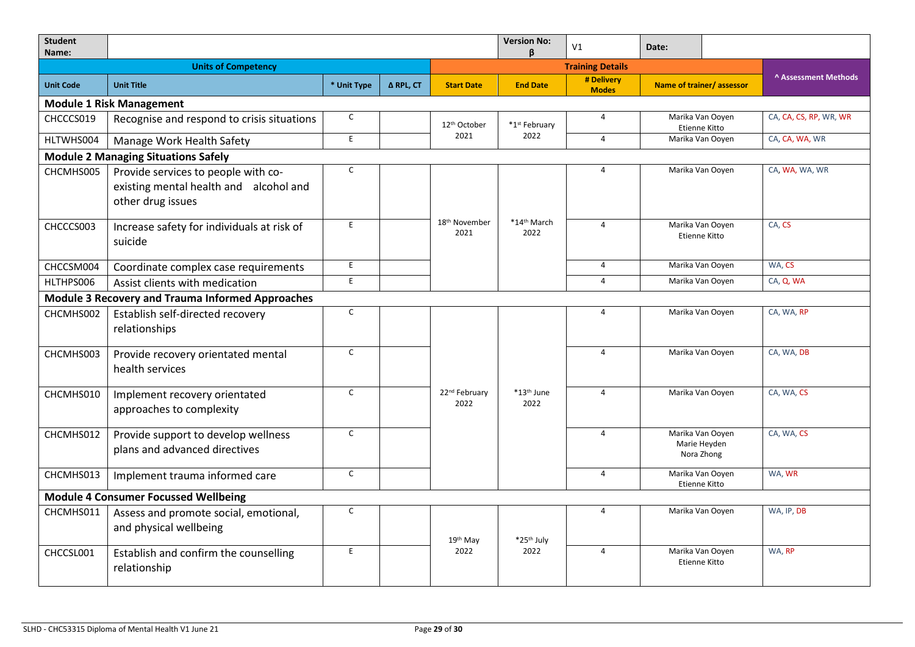| Student Name: | | | | | Version No: β | V1 | Date: | |
|---|---|---|---|---|---|---|---|---|
| **Units of Competency** | | | | **Training Details** | | | | **^ Assessment Methods** |
| **Unit Code** | **Unit Title** | **\* Unit Type** | **Δ RPL, CT** | **Start Date** | **End Date** | **# Delivery Modes** | **Name of trainer/ assessor** | |
| **Module 1 Risk Management** | | | | | | | | |
| CHCCCS019 | Recognise and respond to crisis situations | C | | 12th October 2021 | *1st February 2022 | 4 | Marika Van Ooyen Etienne Kitto | CA, CA, CS, RP, WR, WR |
| HLTWHS004 | Manage Work Health Safety | E | | | | 4 | Marika Van Ooyen | CA, CA, WA, WR |
| **Module 2 Managing Situations Safely** | | | | | | | | |
| CHCMHS005 | Provide services to people with co-existing mental health and alcohol and other drug issues | C | | 18th November 2021 | *14th March 2022 | 4 | Marika Van Ooyen | CA, WA, WA, WR |
| CHCCCS003 | Increase safety for individuals at risk of suicide | E | | | | 4 | Marika Van Ooyen Etienne Kitto | CA, CS |
| CHCCSM004 | Coordinate complex case requirements | E | | | | 4 | Marika Van Ooyen | WA, CS |
| HLTHPS006 | Assist clients with medication | E | | | | 4 | Marika Van Ooyen | CA, Q, WA |
| **Module 3 Recovery and Trauma Informed Approaches** | | | | | | | | |
| CHCMHS002 | Establish self-directed recovery relationships | C | | 22nd February 2022 | *13th June 2022 | 4 | Marika Van Ooyen | CA, WA, RP |
| CHCMHS003 | Provide recovery orientated mental health services | C | | | | 4 | Marika Van Ooyen | CA, WA, DB |
| CHCMHS010 | Implement recovery orientated approaches to complexity | C | | | | 4 | Marika Van Ooyen | CA, WA, CS |
| CHCMHS012 | Provide support to develop wellness plans and advanced directives | C | | | | 4 | Marika Van Ooyen Marie Heyden Nora Zhong | CA, WA, CS |
| CHCMHS013 | Implement trauma informed care | C | | | | 4 | Marika Van Ooyen Etienne Kitto | WA, WR |
| **Module 4 Consumer Focussed Wellbeing** | | | | | | | | |
| CHCMHS011 | Assess and promote social, emotional, and physical wellbeing | C | | 19th May 2022 | *25th July 2022 | 4 | Marika Van Ooyen | WA, IP, DB |
| CHCCSL001 | Establish and confirm the counselling relationship | E | | | | 4 | Marika Van Ooyen Etienne Kitto | WA, RP |

SLHD - CHC53315 Diploma of Mental Health V1 June 21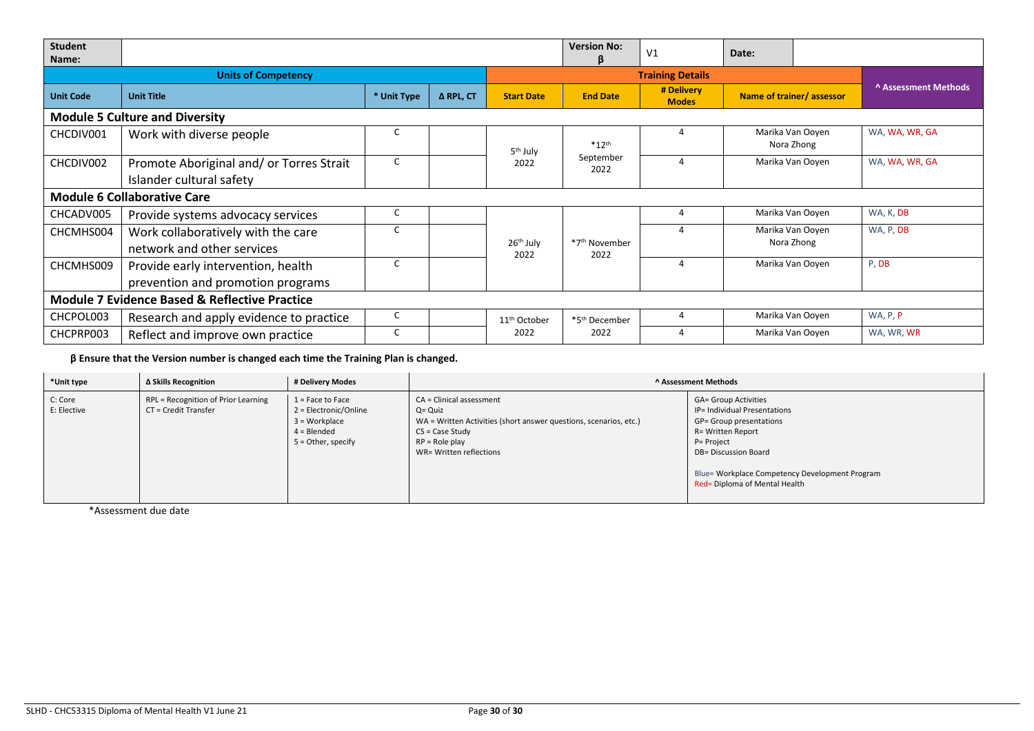| Student Name: | | | | | | Version No: β | V1 | Date: | |
|---|---|---|---|---|---|---|---|---|---|
| Units of Competency | | | | Training Details | | | | | ^ Assessment Methods |
| Unit Code | Unit Title | * Unit Type | Δ RPL, CT | Start Date | End Date | # Delivery Modes | Name of trainer/ assessor | | |
| **Module 5 Culture and Diversity** | | | | | | | | | |
| CHCDIV001 | Work with diverse people | C | | 5th July 2022 | *12th September 2022 | 4 | Marika Van Ooyen Nora Zhong | | WA, WA, WR, GA |
| CHCDIV002 | Promote Aboriginal and/ or Torres Strait Islander cultural safety | C | | | | 4 | Marika Van Ooyen | | WA, WA, WR, GA |
| **Module 6 Collaborative Care** | | | | | | | | | |
| CHCADV005 | Provide systems advocacy services | C | | 26th July 2022 | *7th November 2022 | 4 | Marika Van Ooyen | | WA, K, DB |
| CHCMHS004 | Work collaboratively with the care network and other services | C | | | | 4 | Marika Van Ooyen Nora Zhong | | WA, P, DB |
| CHCMHS009 | Provide early intervention, health prevention and promotion programs | C | | | | 4 | Marika Van Ooyen | | P, DB |
| **Module 7 Evidence Based & Reflective Practice** | | | | | | | | | |
| CHCPOL003 | Research and apply evidence to practice | C | | 11th October 2022 | *5th December 2022 | 4 | Marika Van Ooyen | | WA, P, P |
| CHCPRP003 | Reflect and improve own practice | C | | | | 4 | Marika Van Ooyen | | WA, WR, WR |

**β Ensure that the Version number is changed each time the Training Plan is changed.**

| *Unit type | Δ Skills Recognition | # Delivery Modes | ^ Assessment Methods | |
|---|---|---|---|---|
| C: Core<br>E: Elective | RPL = Recognition of Prior Learning<br>CT = Credit Transfer | 1 = Face to Face<br>2 = Electronic/Online<br>3 = Workplace<br>4 = Blended<br>5 = Other, specify | CA = Clinical assessment<br>Q= Quiz<br>WA = Written Activities (short answer questions, scenarios, etc.)<br>CS = Case Study<br>RP = Role play<br>WR= Written reflections | GA= Group Activities<br>IP= Individual Presentations<br>GP= Group presentations<br>R= Written Report<br>P= Project<br>DB= Discussion Board<br><br>Blue= Workplace Competency Development Program<br>Red= Diploma of Mental Health |

*Assessment due date